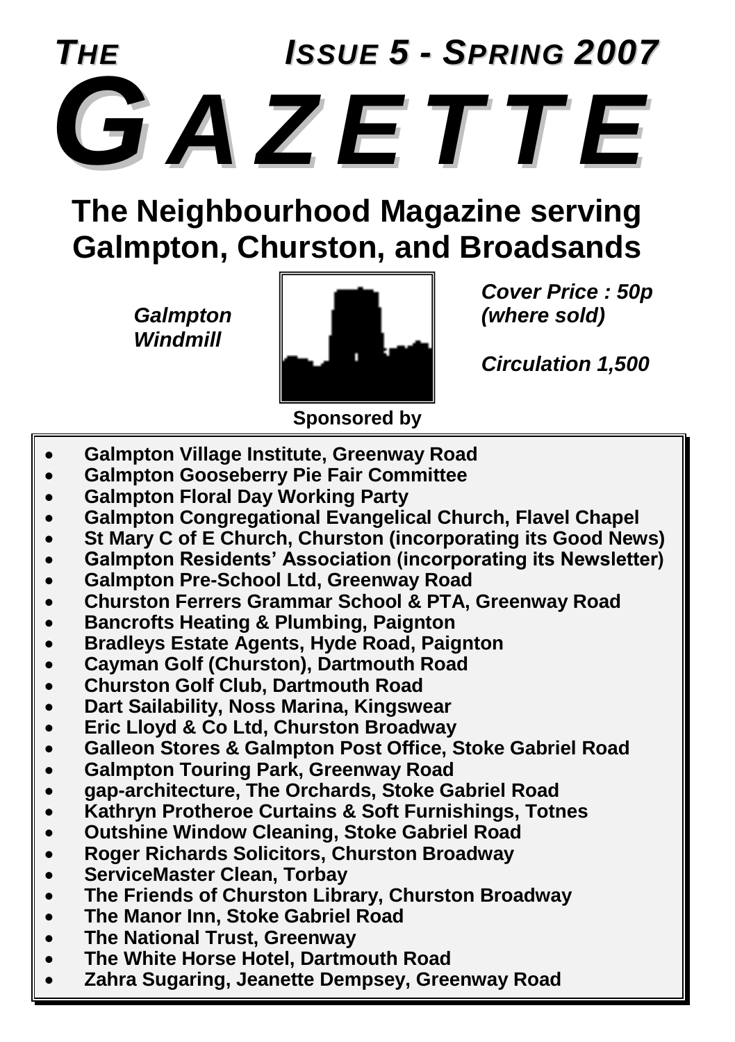# THE GAZETTE

***ISSUE 5 - SPRING 2007***

## The Neighbourhood Magazine serving Galmpton, Churston, and Broadsands

***Galmpton Windmill***

***Cover Price : 50p (where sold)***

***Circulation 1,500***

**Sponsored by**

- **Galmpton Village Institute, Greenway Road**
- **Galmpton Gooseberry Pie Fair Committee**
- **Galmpton Floral Day Working Party**
- **Galmpton Congregational Evangelical Church, Flavel Chapel**
- **St Mary C of E Church, Churston (incorporating its Good News)**
- **Galmpton Residents' Association (incorporating its Newsletter)**
- **Galmpton Pre-School Ltd, Greenway Road**
- **Churston Ferrers Grammar School & PTA, Greenway Road**
- **Bancrofts Heating & Plumbing, Paignton**
- **Bradleys Estate Agents, Hyde Road, Paignton**
- **Cayman Golf (Churston), Dartmouth Road**
- **Churston Golf Club, Dartmouth Road**
- **Dart Sailability, Noss Marina, Kingswear**
- **Eric Lloyd & Co Ltd, Churston Broadway**
- **Galleon Stores & Galmpton Post Office, Stoke Gabriel Road**
- **Galmpton Touring Park, Greenway Road**
- **gap-architecture, The Orchards, Stoke Gabriel Road**
- **Kathryn Protheroe Curtains & Soft Furnishings, Totnes**
- **Outshine Window Cleaning, Stoke Gabriel Road**
- **Roger Richards Solicitors, Churston Broadway**
- **ServiceMaster Clean, Torbay**
- **The Friends of Churston Library, Churston Broadway**
- **The Manor Inn, Stoke Gabriel Road**
- **The National Trust, Greenway**
- **The White Horse Hotel, Dartmouth Road**
- **Zahra Sugaring, Jeanette Dempsey, Greenway Road**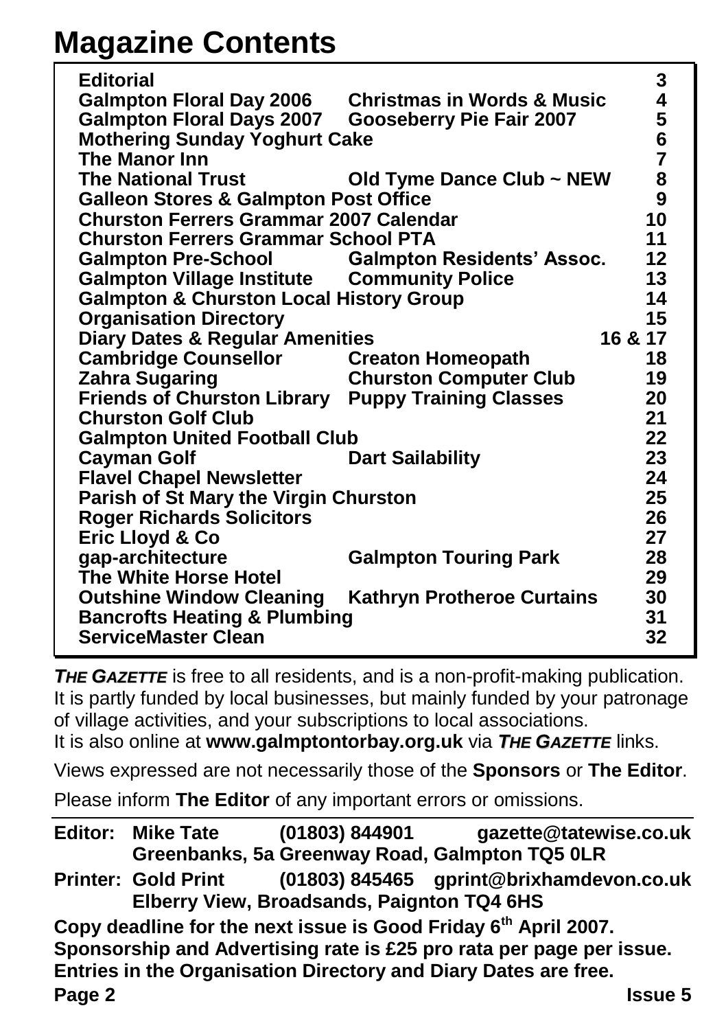# Magazine Contents

| | | |
|---|---|---|
| **Editorial** | | **3** |
| **Galmpton Floral Day 2006** | **Christmas in Words & Music** | **4** |
| **Galmpton Floral Days 2007** | **Gooseberry Pie Fair 2007** | **5** |
| **Mothering Sunday Yoghurt Cake** | | **6** |
| **The Manor Inn** | | **7** |
| **The National Trust** | **Old Tyme Dance Club ~ NEW** | **8** |
| **Galleon Stores & Galmpton Post Office** | | **9** |
| **Churston Ferrers Grammar 2007 Calendar** | | **10** |
| **Churston Ferrers Grammar School PTA** | | **11** |
| **Galmpton Pre-School** | **Galmpton Residents' Assoc.** | **12** |
| **Galmpton Village Institute** | **Community Police** | **13** |
| **Galmpton & Churston Local History Group** | | **14** |
| **Organisation Directory** | | **15** |
| **Diary Dates & Regular Amenities** | | **16 & 17** |
| **Cambridge Counsellor** | **Creaton Homeopath** | **18** |
| **Zahra Sugaring** | **Churston Computer Club** | **19** |
| **Friends of Churston Library** | **Puppy Training Classes** | **20** |
| **Churston Golf Club** | | **21** |
| **Galmpton United Football Club** | | **22** |
| **Cayman Golf** | **Dart Sailability** | **23** |
| **Flavel Chapel Newsletter** | | **24** |
| **Parish of St Mary the Virgin Churston** | | **25** |
| **Roger Richards Solicitors** | | **26** |
| **Eric Lloyd & Co** | | **27** |
| **gap-architecture** | **Galmpton Touring Park** | **28** |
| **The White Horse Hotel** | | **29** |
| **Outshine Window Cleaning** | **Kathryn Protheroe Curtains** | **30** |
| **Bancrofts Heating & Plumbing** | | **31** |
| **ServiceMaster Clean** | | **32** |

***THE GAZETTE*** is free to all residents, and is a non-profit-making publication. It is partly funded by local businesses, but mainly funded by your patronage of village activities, and your subscriptions to local associations.
It is also online at **www.galmptontorbay.org.uk** via ***THE GAZETTE*** links.

Views expressed are not necessarily those of the **Sponsors** or **The Editor**.

Please inform **The Editor** of any important errors or omissions.

**Editor: Mike Tate (01803) 844901 gazette@tatewise.co.uk**
**Greenbanks, 5a Greenway Road, Galmpton TQ5 0LR**

**Printer: Gold Print (01803) 845465 gprint@brixhamdevon.co.uk**
**Elberry View, Broadsands, Paignton TQ4 6HS**

**Copy deadline for the next issue is Good Friday 6th April 2007.**
**Sponsorship and Advertising rate is £25 pro rata per page per issue.**
**Entries in the Organisation Directory and Diary Dates are free.**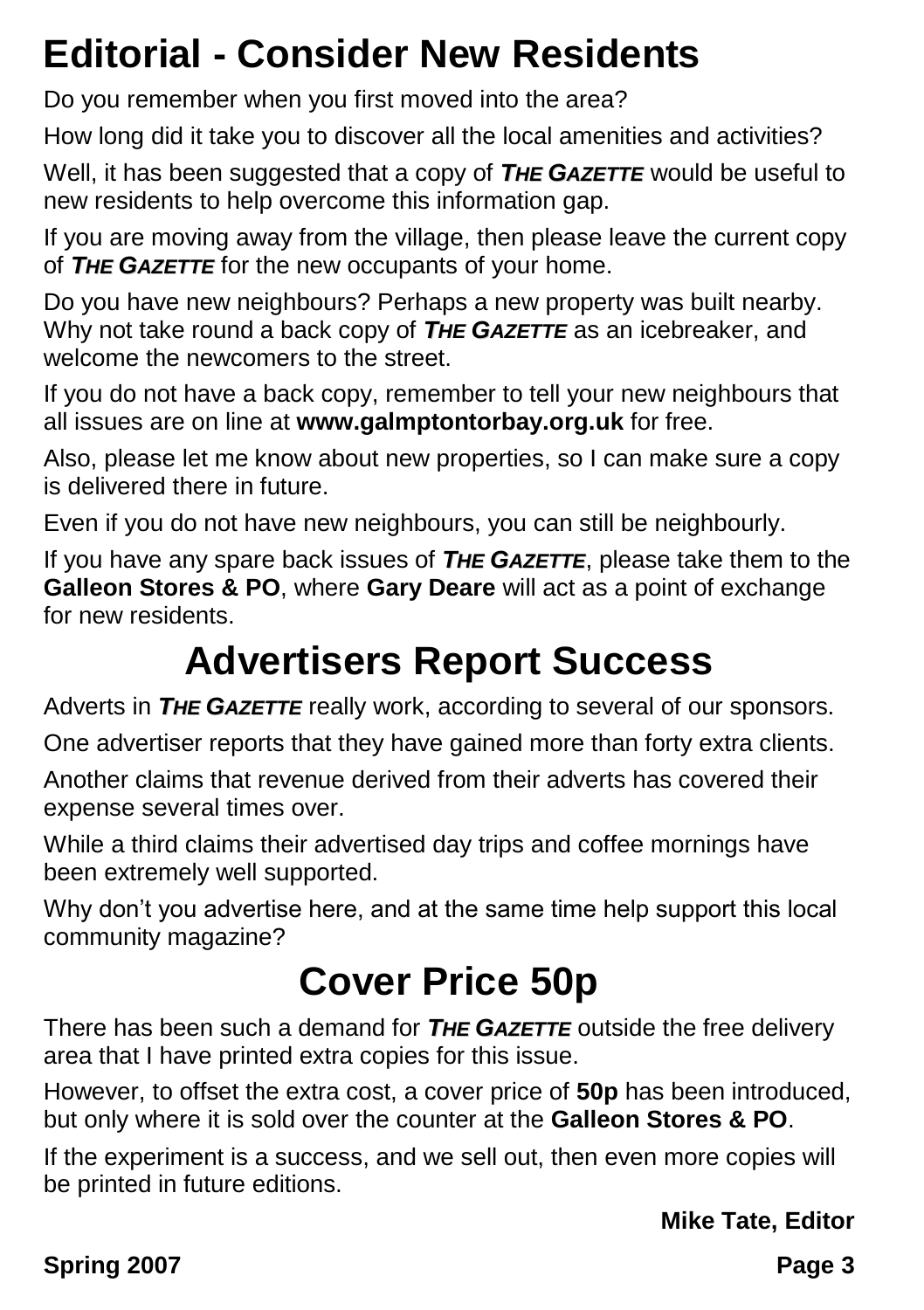# Editorial - Consider New Residents

Do you remember when you first moved into the area?

How long did it take you to discover all the local amenities and activities?

Well, it has been suggested that a copy of ***THE GAZETTE*** would be useful to new residents to help overcome this information gap.

If you are moving away from the village, then please leave the current copy of ***THE GAZETTE*** for the new occupants of your home.

Do you have new neighbours? Perhaps a new property was built nearby. Why not take round a back copy of ***THE GAZETTE*** as an icebreaker, and welcome the newcomers to the street.

If you do not have a back copy, remember to tell your new neighbours that all issues are on line at **www.galmptontorbay.org.uk** for free.

Also, please let me know about new properties, so I can make sure a copy is delivered there in future.

Even if you do not have new neighbours, you can still be neighbourly.

If you have any spare back issues of ***THE GAZETTE***, please take them to the **Galleon Stores & PO**, where **Gary Deare** will act as a point of exchange for new residents.

# Advertisers Report Success

Adverts in ***THE GAZETTE*** really work, according to several of our sponsors.

One advertiser reports that they have gained more than forty extra clients.

Another claims that revenue derived from their adverts has covered their expense several times over.

While a third claims their advertised day trips and coffee mornings have been extremely well supported.

Why don't you advertise here, and at the same time help support this local community magazine?

# Cover Price 50p

There has been such a demand for ***THE GAZETTE*** outside the free delivery area that I have printed extra copies for this issue.

However, to offset the extra cost, a cover price of **50p** has been introduced, but only where it is sold over the counter at the **Galleon Stores & PO**.

If the experiment is a success, and we sell out, then even more copies will be printed in future editions.

**Mike Tate, Editor**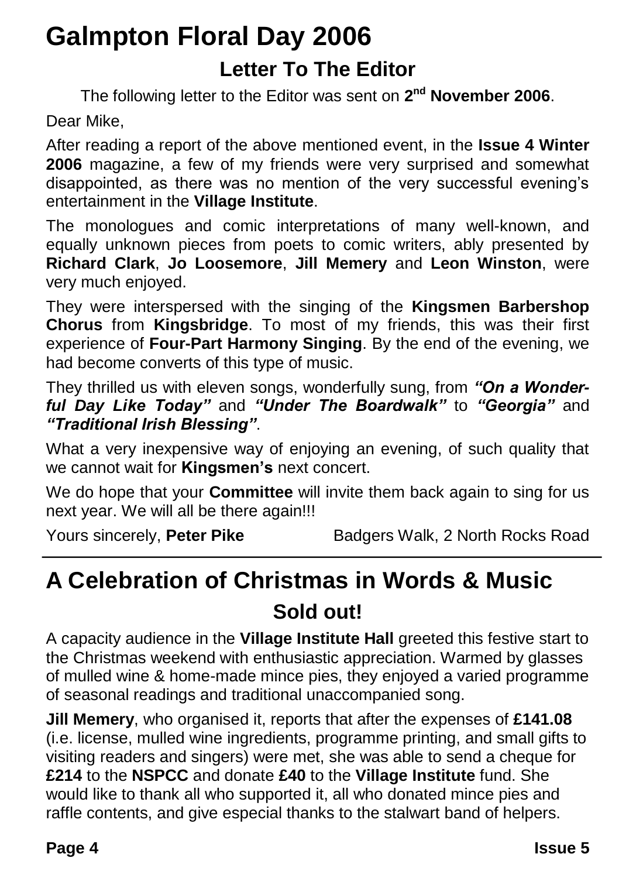# Galmpton Floral Day 2006

## Letter To The Editor

The following letter to the Editor was sent on **2nd November 2006**.

Dear Mike,

After reading a report of the above mentioned event, in the **Issue 4 Winter 2006** magazine, a few of my friends were very surprised and somewhat disappointed, as there was no mention of the very successful evening's entertainment in the **Village Institute**.

The monologues and comic interpretations of many well-known, and equally unknown pieces from poets to comic writers, ably presented by **Richard Clark**, **Jo Loosemore**, **Jill Memery** and **Leon Winston**, were very much enjoyed.

They were interspersed with the singing of the **Kingsmen Barbershop Chorus** from **Kingsbridge**. To most of my friends, this was their first experience of **Four-Part Harmony Singing**. By the end of the evening, we had become converts of this type of music.

They thrilled us with eleven songs, wonderfully sung, from ***"On a Wonderful Day Like Today"*** and ***"Under The Boardwalk"*** to ***"Georgia"*** and ***"Traditional Irish Blessing"***.

What a very inexpensive way of enjoying an evening, of such quality that we cannot wait for **Kingsmen's** next concert.

We do hope that your **Committee** will invite them back again to sing for us next year. We will all be there again!!!

Yours sincerely, **Peter Pike** Badgers Walk, 2 North Rocks Road

---

# A Celebration of Christmas in Words & Music

## Sold out!

A capacity audience in the **Village Institute Hall** greeted this festive start to the Christmas weekend with enthusiastic appreciation. Warmed by glasses of mulled wine & home-made mince pies, they enjoyed a varied programme of seasonal readings and traditional unaccompanied song.

**Jill Memery**, who organised it, reports that after the expenses of **£141.08** (i.e. license, mulled wine ingredients, programme printing, and small gifts to visiting readers and singers) were met, she was able to send a cheque for **£214** to the **NSPCC** and donate **£40** to the **Village Institute** fund. She would like to thank all who supported it, all who donated mince pies and raffle contents, and give especial thanks to the stalwart band of helpers.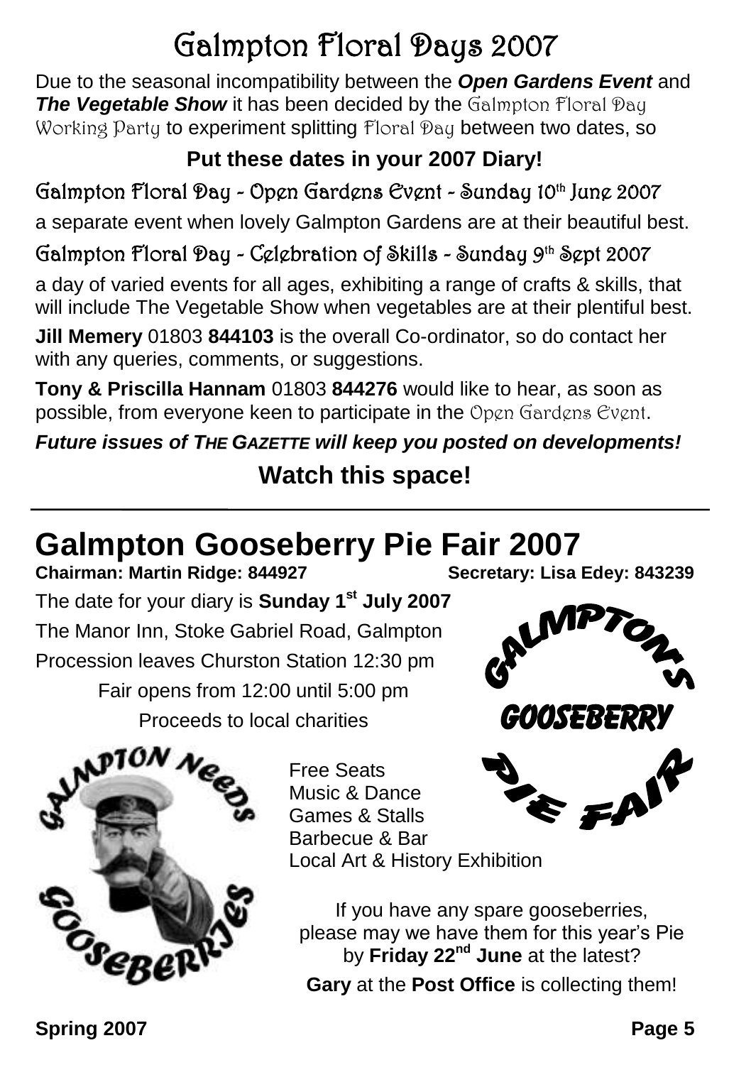# Galmpton Floral Days 2007

Due to the seasonal incompatibility between the ***Open Gardens Event*** and ***The Vegetable Show*** it has been decided by the Galmpton Floral Day Working Party to experiment splitting Floral Day between two dates, so

**Put these dates in your 2007 Diary!**

## Galmpton Floral Day - Open Gardens Event - Sunday 10th June 2007

a separate event when lovely Galmpton Gardens are at their beautiful best.

## Galmpton Floral Day - Celebration of Skills - Sunday 9th Sept 2007

a day of varied events for all ages, exhibiting a range of crafts & skills, that will include The Vegetable Show when vegetables are at their plentiful best.

**Jill Memery** 01803 **844103** is the overall Co-ordinator, so do contact her with any queries, comments, or suggestions.

**Tony & Priscilla Hannam** 01803 **844276** would like to hear, as soon as possible, from everyone keen to participate in the Open Gardens Event.

***Future issues of THE GAZETTE will keep you posted on developments!***

**Watch this space!**

---

# Galmpton Gooseberry Pie Fair 2007

**Chairman: Martin Ridge: 844927** **Secretary: Lisa Edey: 843239**

The date for your diary is **Sunday 1st July 2007**

The Manor Inn, Stoke Gabriel Road, Galmpton

Procession leaves Churston Station 12:30 pm

Fair opens from 12:00 until 5:00 pm

Proceeds to local charities

GALMPTON'S GOOSEBERRY PIE FAIR

GALMPTON NEEDS GOOSEBERRIES

- Free Seats
- Music & Dance
- Games & Stalls
- Barbecue & Bar
- Local Art & History Exhibition

If you have any spare gooseberries, please may we have them for this year's Pie by **Friday 22nd June** at the latest?

**Gary** at the **Post Office** is collecting them!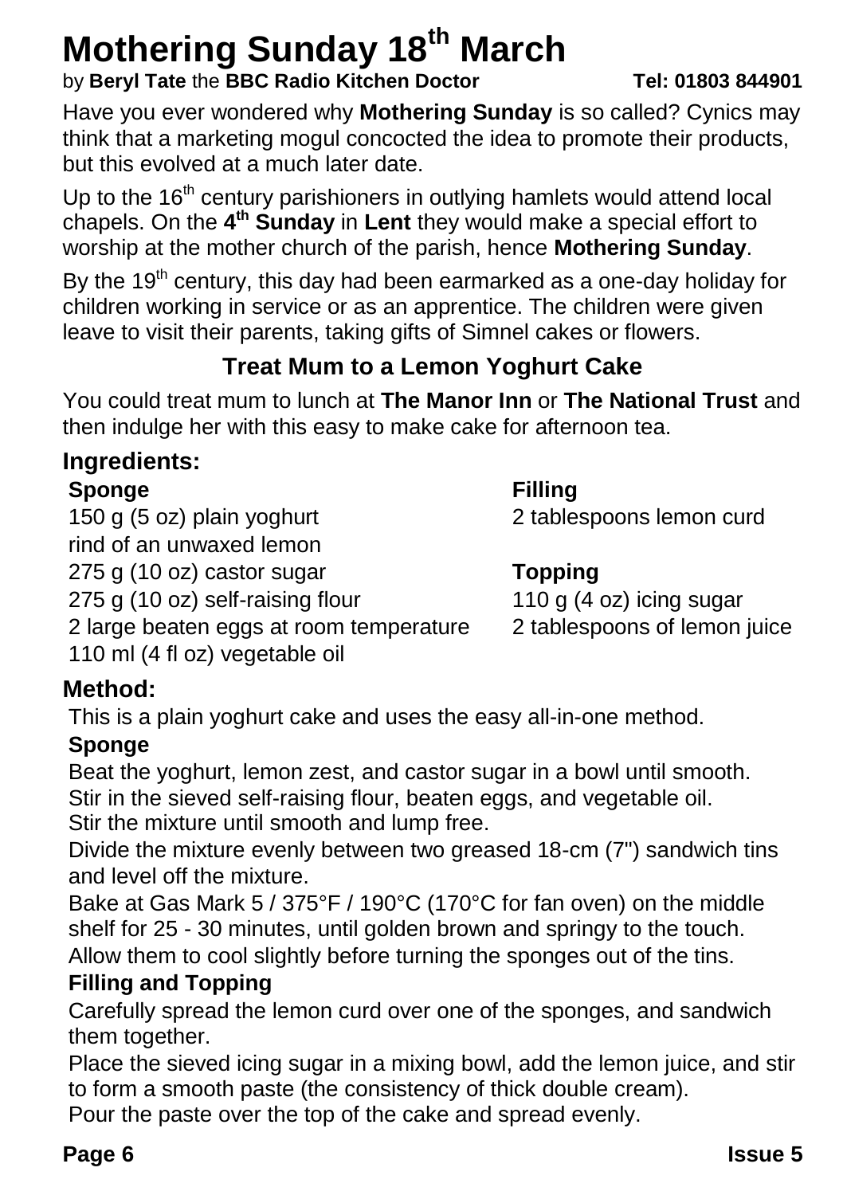# Mothering Sunday 18th March

by **Beryl Tate** the **BBC Radio Kitchen Doctor** **Tel: 01803 844901**

Have you ever wondered why **Mothering Sunday** is so called? Cynics may think that a marketing mogul concocted the idea to promote their products, but this evolved at a much later date.

Up to the 16th century parishioners in outlying hamlets would attend local chapels. On the **4th Sunday** in **Lent** they would make a special effort to worship at the mother church of the parish, hence **Mothering Sunday**.

By the 19th century, this day had been earmarked as a one-day holiday for children working in service or as an apprentice. The children were given leave to visit their parents, taking gifts of Simnel cakes or flowers.

## Treat Mum to a Lemon Yoghurt Cake

You could treat mum to lunch at **The Manor Inn** or **The National Trust** and then indulge her with this easy to make cake for afternoon tea.

### Ingredients:

**Sponge**

150 g (5 oz) plain yoghurt
rind of an unwaxed lemon
275 g (10 oz) castor sugar
275 g (10 oz) self-raising flour
2 large beaten eggs at room temperature
110 ml (4 fl oz) vegetable oil

**Filling**

2 tablespoons lemon curd

**Topping**

110 g (4 oz) icing sugar
2 tablespoons of lemon juice

### Method:

This is a plain yoghurt cake and uses the easy all-in-one method.

**Sponge**

Beat the yoghurt, lemon zest, and castor sugar in a bowl until smooth.
Stir in the sieved self-raising flour, beaten eggs, and vegetable oil.
Stir the mixture until smooth and lump free.
Divide the mixture evenly between two greased 18-cm (7") sandwich tins and level off the mixture.
Bake at Gas Mark 5 / 375°F / 190°C (170°C for fan oven) on the middle shelf for 25 - 30 minutes, until golden brown and springy to the touch.
Allow them to cool slightly before turning the sponges out of the tins.

**Filling and Topping**

Carefully spread the lemon curd over one of the sponges, and sandwich them together.
Place the sieved icing sugar in a mixing bowl, add the lemon juice, and stir to form a smooth paste (the consistency of thick double cream).
Pour the paste over the top of the cake and spread evenly.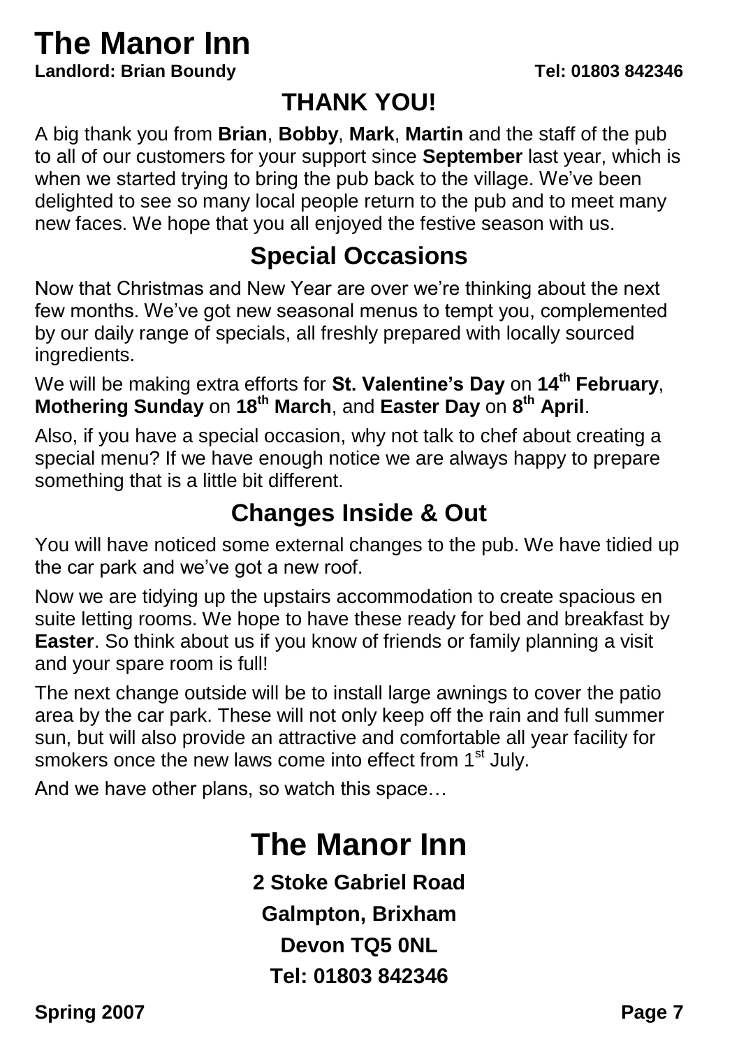# The Manor Inn

**Landlord: Brian Boundy** **Tel: 01803 842346**

## THANK YOU!

A big thank you from **Brian**, **Bobby**, **Mark**, **Martin** and the staff of the pub to all of our customers for your support since **September** last year, which is when we started trying to bring the pub back to the village. We've been delighted to see so many local people return to the pub and to meet many new faces. We hope that you all enjoyed the festive season with us.

## Special Occasions

Now that Christmas and New Year are over we're thinking about the next few months. We've got new seasonal menus to tempt you, complemented by our daily range of specials, all freshly prepared with locally sourced ingredients.

We will be making extra efforts for **St. Valentine's Day** on **14th February**, **Mothering Sunday** on **18th March**, and **Easter Day** on **8th April**.

Also, if you have a special occasion, why not talk to chef about creating a special menu? If we have enough notice we are always happy to prepare something that is a little bit different.

## Changes Inside & Out

You will have noticed some external changes to the pub. We have tidied up the car park and we've got a new roof.

Now we are tidying up the upstairs accommodation to create spacious en suite letting rooms. We hope to have these ready for bed and breakfast by **Easter**. So think about us if you know of friends or family planning a visit and your spare room is full!

The next change outside will be to install large awnings to cover the patio area by the car park. These will not only keep off the rain and full summer sun, but will also provide an attractive and comfortable all year facility for smokers once the new laws come into effect from 1st July.

And we have other plans, so watch this space…

# The Manor Inn

**2 Stoke Gabriel Road**

**Galmpton, Brixham**

**Devon TQ5 0NL**

**Tel: 01803 842346**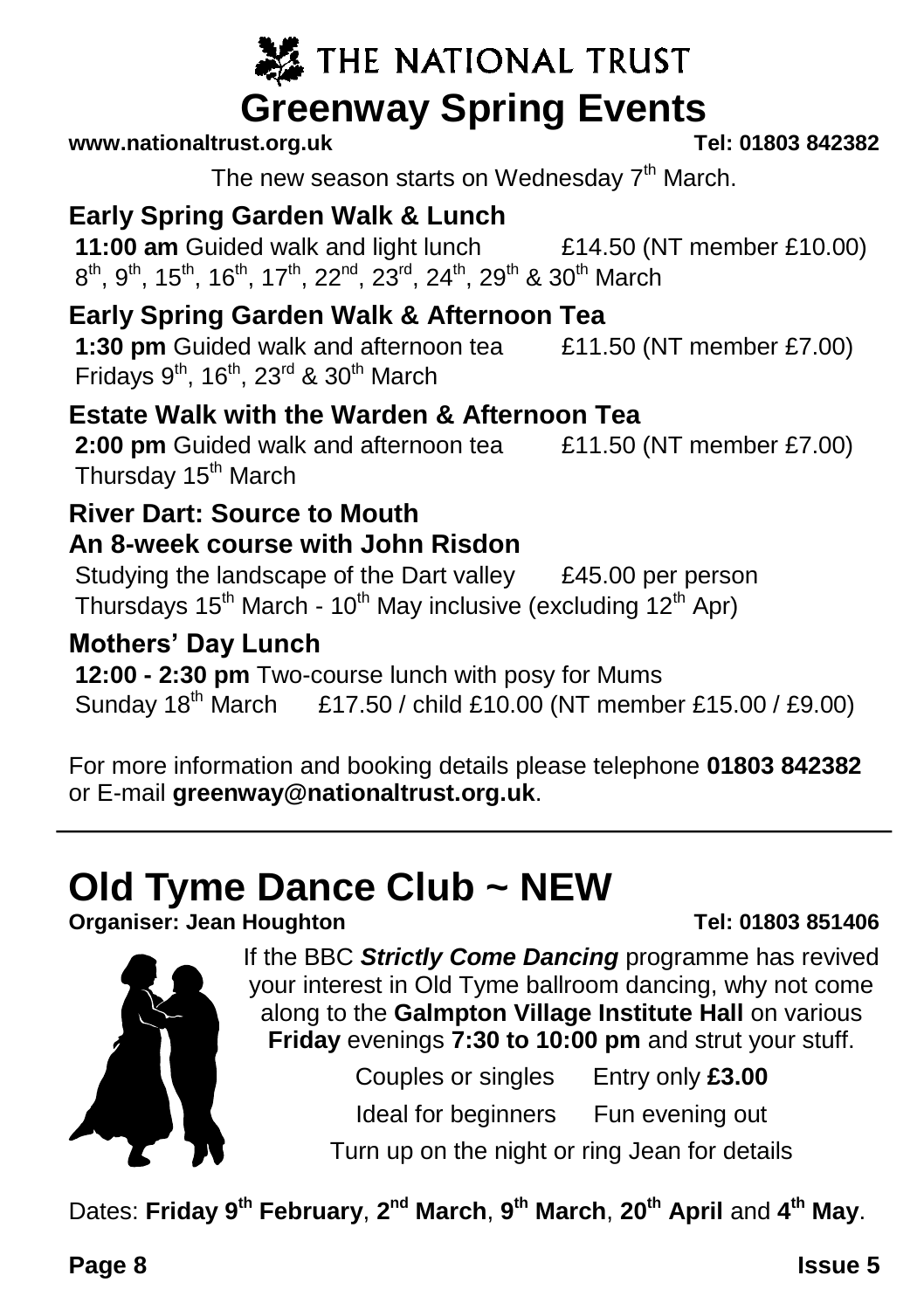# THE NATIONAL TRUST

## Greenway Spring Events

**www.nationaltrust.org.uk** **Tel: 01803 842382**

The new season starts on Wednesday 7th March.

### Early Spring Garden Walk & Lunch

**11:00 am** Guided walk and light lunch £14.50 (NT member £10.00)
8th, 9th, 15th, 16th, 17th, 22nd, 23rd, 24th, 29th & 30th March

### Early Spring Garden Walk & Afternoon Tea

**1:30 pm** Guided walk and afternoon tea £11.50 (NT member £7.00)
Fridays 9th, 16th, 23rd & 30th March

### Estate Walk with the Warden & Afternoon Tea

**2:00 pm** Guided walk and afternoon tea £11.50 (NT member £7.00)
Thursday 15th March

### River Dart: Source to Mouth
### An 8-week course with John Risdon

Studying the landscape of the Dart valley £45.00 per person
Thursdays 15th March - 10th May inclusive (excluding 12th Apr)

### Mothers' Day Lunch

**12:00 - 2:30 pm** Two-course lunch with posy for Mums
Sunday 18th March £17.50 / child £10.00 (NT member £15.00 / £9.00)

For more information and booking details please telephone **01803 842382** or E-mail **greenway@nationaltrust.org.uk**.

---

## Old Tyme Dance Club ~ NEW

**Organiser: Jean Houghton** **Tel: 01803 851406**

If the BBC ***Strictly Come Dancing*** programme has revived your interest in Old Tyme ballroom dancing, why not come along to the **Galmpton Village Institute Hall** on various **Friday** evenings **7:30 to 10:00 pm** and strut your stuff.

Couples or singles Entry only **£3.00**

Ideal for beginners Fun evening out

Turn up on the night or ring Jean for details

Dates: **Friday 9th February**, **2nd March**, **9th March**, **20th April** and **4th May**.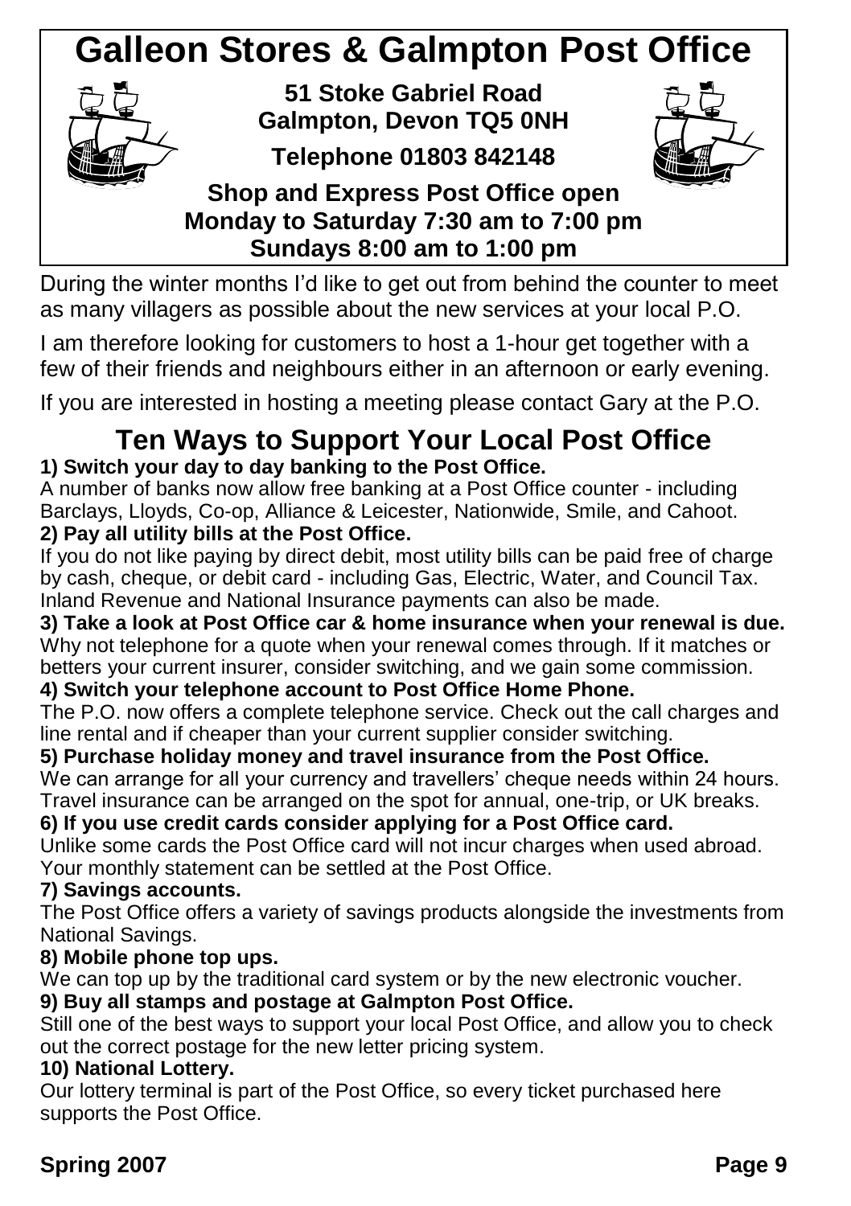# Galleon Stores & Galmpton Post Office

**51 Stoke Gabriel Road**
**Galmpton, Devon TQ5 0NH**

**Telephone 01803 842148**

**Shop and Express Post Office open**
**Monday to Saturday 7:30 am to 7:00 pm**
**Sundays 8:00 am to 1:00 pm**

During the winter months I'd like to get out from behind the counter to meet as many villagers as possible about the new services at your local P.O.

I am therefore looking for customers to host a 1-hour get together with a few of their friends and neighbours either in an afternoon or early evening.

If you are interested in hosting a meeting please contact Gary at the P.O.

## Ten Ways to Support Your Local Post Office

**1) Switch your day to day banking to the Post Office.**
A number of banks now allow free banking at a Post Office counter - including Barclays, Lloyds, Co-op, Alliance & Leicester, Nationwide, Smile, and Cahoot.

**2) Pay all utility bills at the Post Office.**
If you do not like paying by direct debit, most utility bills can be paid free of charge by cash, cheque, or debit card - including Gas, Electric, Water, and Council Tax. Inland Revenue and National Insurance payments can also be made.

**3) Take a look at Post Office car & home insurance when your renewal is due.**
Why not telephone for a quote when your renewal comes through. If it matches or betters your current insurer, consider switching, and we gain some commission.

**4) Switch your telephone account to Post Office Home Phone.**
The P.O. now offers a complete telephone service. Check out the call charges and line rental and if cheaper than your current supplier consider switching.

**5) Purchase holiday money and travel insurance from the Post Office.**
We can arrange for all your currency and travellers' cheque needs within 24 hours. Travel insurance can be arranged on the spot for annual, one-trip, or UK breaks.

**6) If you use credit cards consider applying for a Post Office card.**
Unlike some cards the Post Office card will not incur charges when used abroad. Your monthly statement can be settled at the Post Office.

**7) Savings accounts.**
The Post Office offers a variety of savings products alongside the investments from National Savings.

**8) Mobile phone top ups.**
We can top up by the traditional card system or by the new electronic voucher.

**9) Buy all stamps and postage at Galmpton Post Office.**
Still one of the best ways to support your local Post Office, and allow you to check out the correct postage for the new letter pricing system.

**10) National Lottery.**
Our lottery terminal is part of the Post Office, so every ticket purchased here supports the Post Office.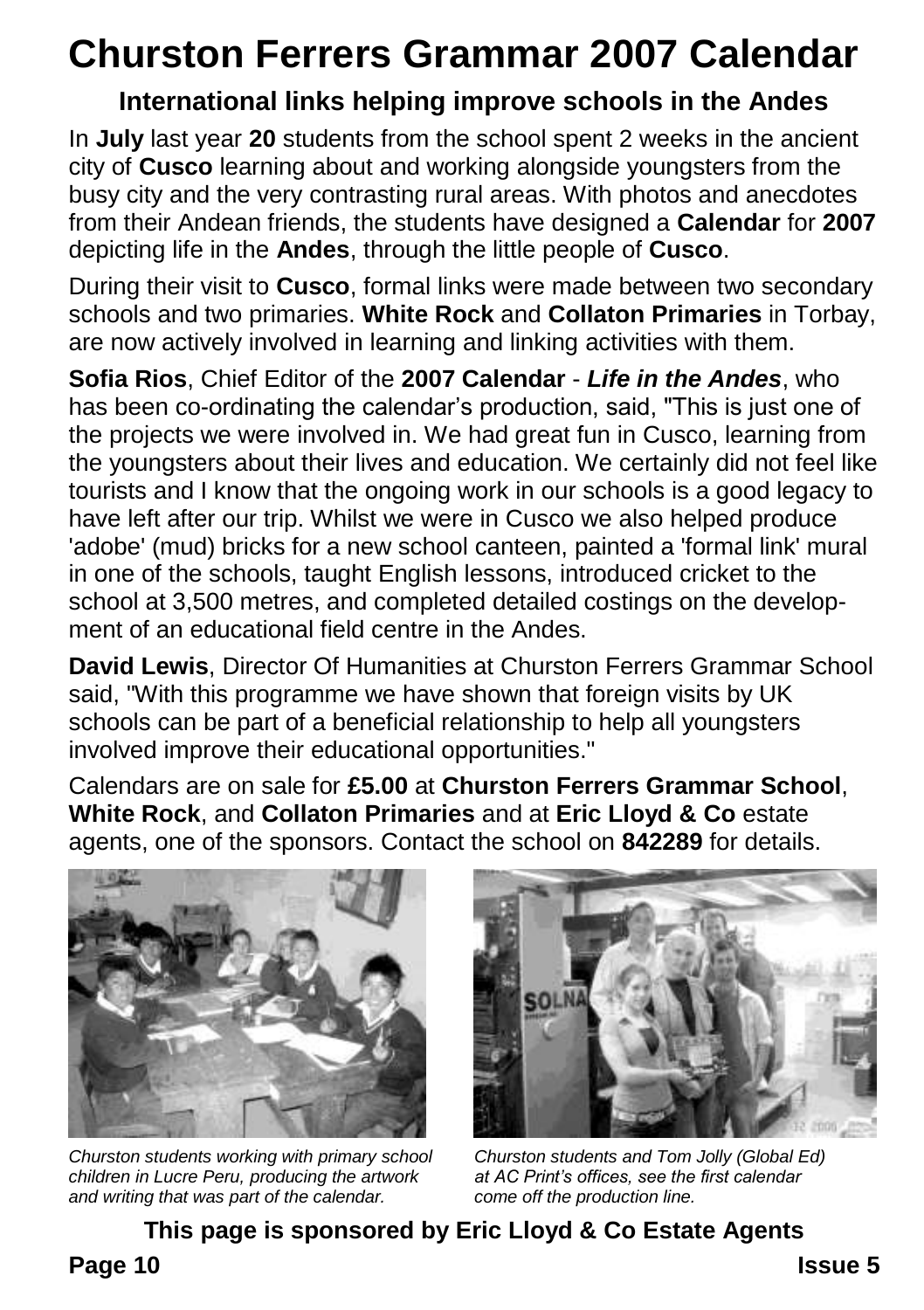# Churston Ferrers Grammar 2007 Calendar

## International links helping improve schools in the Andes

In **July** last year **20** students from the school spent 2 weeks in the ancient city of **Cusco** learning about and working alongside youngsters from the busy city and the very contrasting rural areas. With photos and anecdotes from their Andean friends, the students have designed a **Calendar** for **2007** depicting life in the **Andes**, through the little people of **Cusco**.

During their visit to **Cusco**, formal links were made between two secondary schools and two primaries. **White Rock** and **Collaton Primaries** in Torbay, are now actively involved in learning and linking activities with them.

**Sofia Rios**, Chief Editor of the **2007 Calendar** - ***Life in the Andes***, who has been co-ordinating the calendar's production, said, "This is just one of the projects we were involved in. We had great fun in Cusco, learning from the youngsters about their lives and education. We certainly did not feel like tourists and I know that the ongoing work in our schools is a good legacy to have left after our trip. Whilst we were in Cusco we also helped produce 'adobe' (mud) bricks for a new school canteen, painted a 'formal link' mural in one of the schools, taught English lessons, introduced cricket to the school at 3,500 metres, and completed detailed costings on the development of an educational field centre in the Andes.

**David Lewis**, Director Of Humanities at Churston Ferrers Grammar School said, "With this programme we have shown that foreign visits by UK schools can be part of a beneficial relationship to help all youngsters involved improve their educational opportunities."

Calendars are on sale for **£5.00** at **Churston Ferrers Grammar School**, **White Rock**, and **Collaton Primaries** and at **Eric Lloyd & Co** estate agents, one of the sponsors. Contact the school on **842289** for details.

*Churston students working with primary school children in Lucre Peru, producing the artwork and writing that was part of the calendar.*

*Churston students and Tom Jolly (Global Ed) at AC Print's offices, see the first calendar come off the production line.*

**This page is sponsored by Eric Lloyd & Co Estate Agents**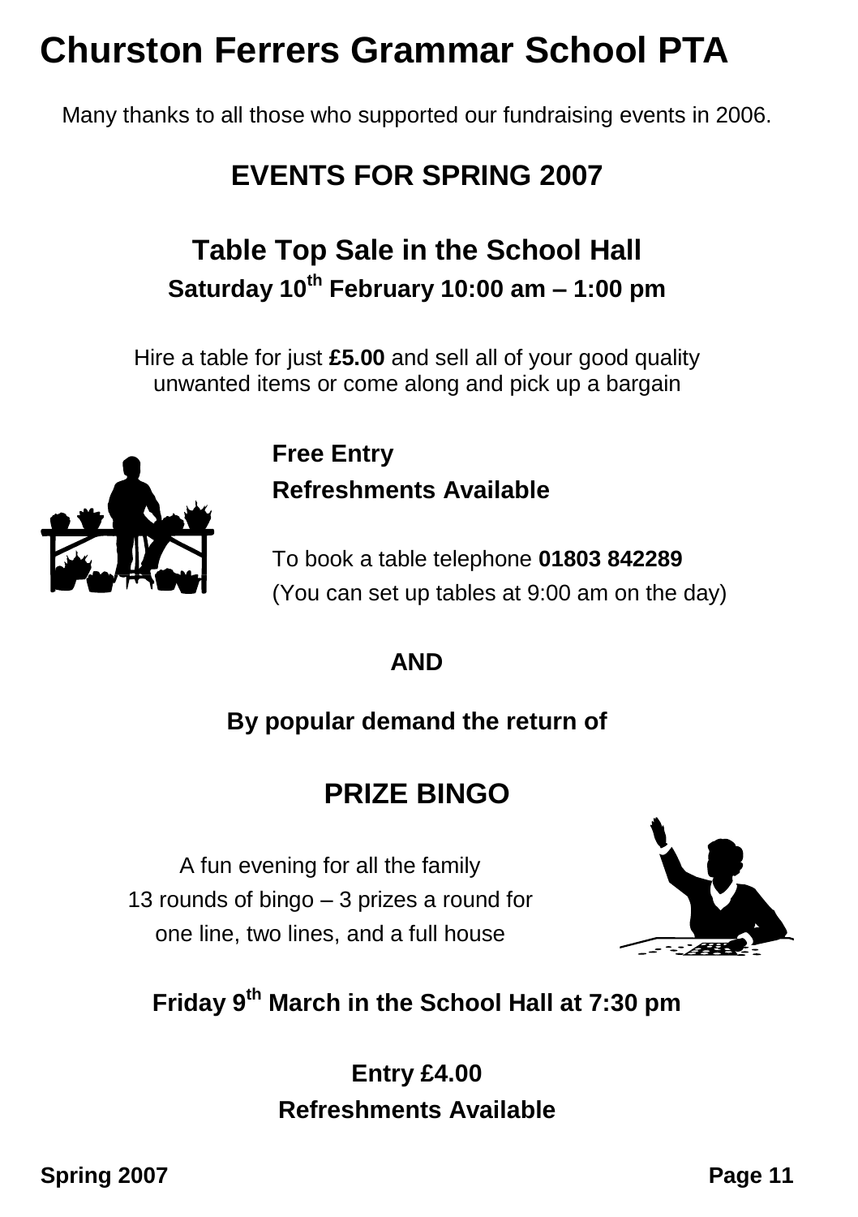# Churston Ferrers Grammar School PTA

Many thanks to all those who supported our fundraising events in 2006.

## EVENTS FOR SPRING 2007

### Table Top Sale in the School Hall

**Saturday 10th February 10:00 am – 1:00 pm**

Hire a table for just **£5.00** and sell all of your good quality unwanted items or come along and pick up a bargain

**Free Entry**

**Refreshments Available**

To book a table telephone **01803 842289**
(You can set up tables at 9:00 am on the day)

**AND**

**By popular demand the return of**

### PRIZE BINGO

A fun evening for all the family
13 rounds of bingo – 3 prizes a round for one line, two lines, and a full house

**Friday 9th March in the School Hall at 7:30 pm**

**Entry £4.00**

**Refreshments Available**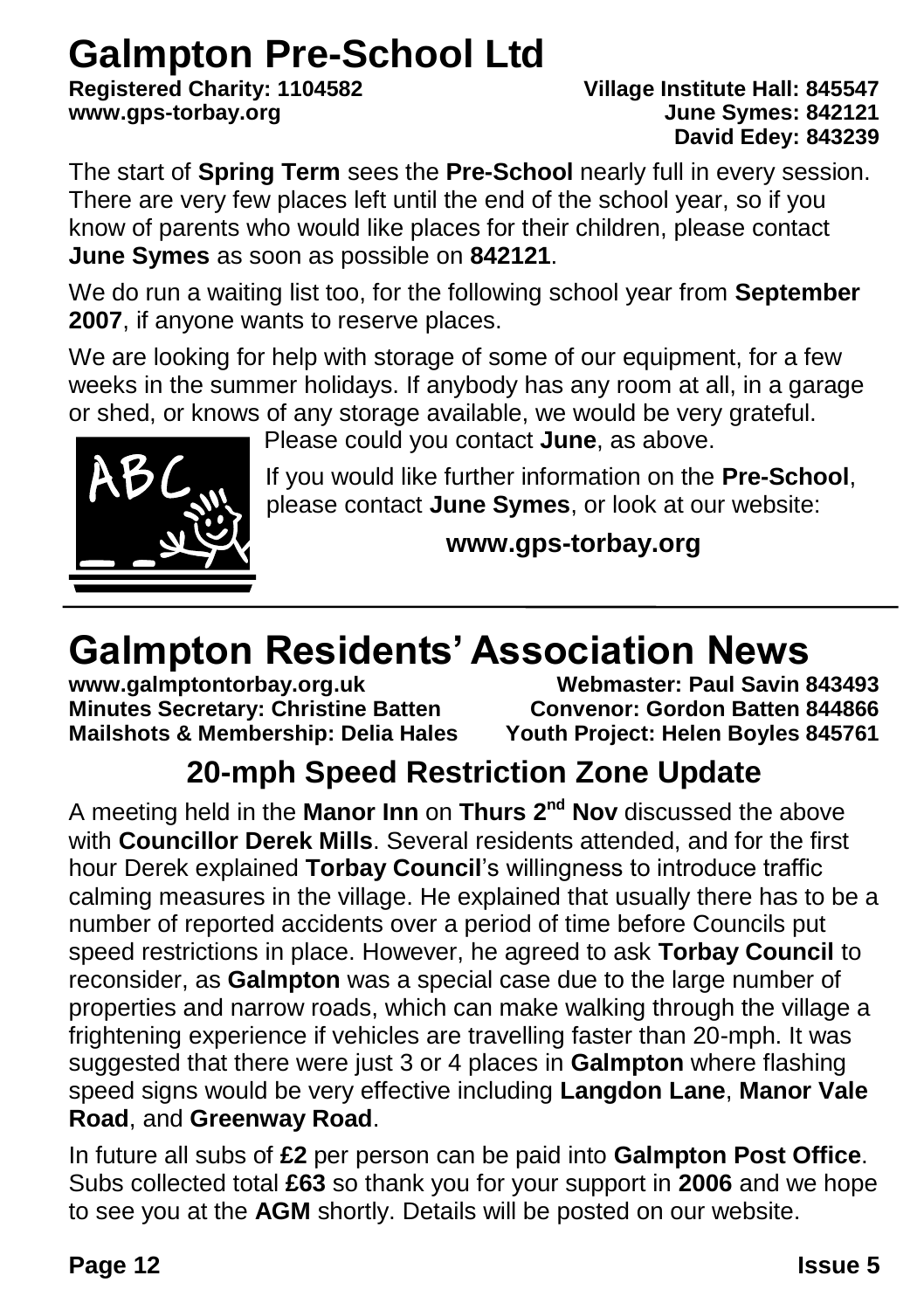# Galmpton Pre-School Ltd

**Registered Charity: 1104582**
**www.gps-torbay.org**

**Village Institute Hall: 845547**
**June Symes: 842121**
**David Edey: 843239**

The start of **Spring Term** sees the **Pre-School** nearly full in every session. There are very few places left until the end of the school year, so if you know of parents who would like places for their children, please contact **June Symes** as soon as possible on **842121**.

We do run a waiting list too, for the following school year from **September 2007**, if anyone wants to reserve places.

We are looking for help with storage of some of our equipment, for a few weeks in the summer holidays. If anybody has any room at all, in a garage or shed, or knows of any storage available, we would be very grateful.

Please could you contact **June**, as above.

If you would like further information on the **Pre-School**, please contact **June Symes**, or look at our website:

**www.gps-torbay.org**

# Galmpton Residents' Association News

**www.galmptontorbay.org.uk**
**Webmaster: Paul Savin 843493**
**Minutes Secretary: Christine Batten**
**Convenor: Gordon Batten 844866**
**Mailshots & Membership: Delia Hales**
**Youth Project: Helen Boyles 845761**

## 20-mph Speed Restriction Zone Update

A meeting held in the **Manor Inn** on **Thurs 2nd Nov** discussed the above with **Councillor Derek Mills**. Several residents attended, and for the first hour Derek explained **Torbay Council**'s willingness to introduce traffic calming measures in the village. He explained that usually there has to be a number of reported accidents over a period of time before Councils put speed restrictions in place. However, he agreed to ask **Torbay Council** to reconsider, as **Galmpton** was a special case due to the large number of properties and narrow roads, which can make walking through the village a frightening experience if vehicles are travelling faster than 20-mph. It was suggested that there were just 3 or 4 places in **Galmpton** where flashing speed signs would be very effective including **Langdon Lane**, **Manor Vale Road**, and **Greenway Road**.

In future all subs of **£2** per person can be paid into **Galmpton Post Office**. Subs collected total **£63** so thank you for your support in **2006** and we hope to see you at the **AGM** shortly. Details will be posted on our website.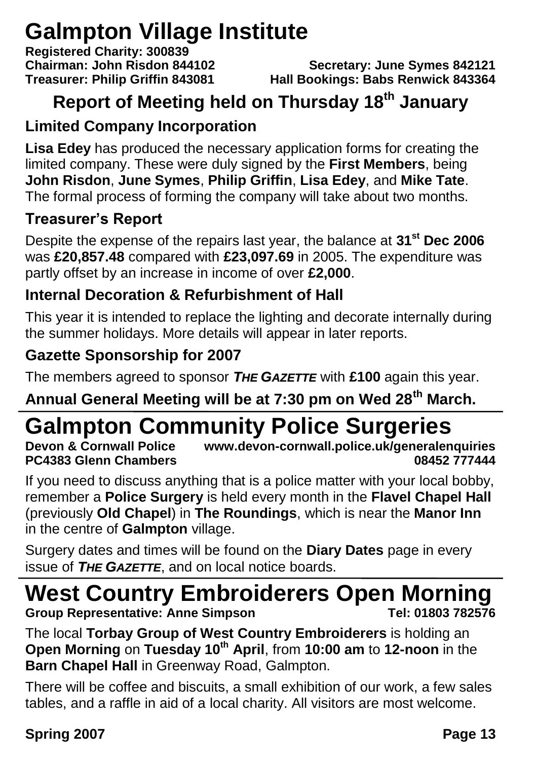# Galmpton Village Institute

**Registered Charity: 300839**
**Chairman: John Risdon 844102** **Secretary: June Symes 842121**
**Treasurer: Philip Griffin 843081** **Hall Bookings: Babs Renwick 843364**

## Report of Meeting held on Thursday 18th January

### Limited Company Incorporation

**Lisa Edey** has produced the necessary application forms for creating the limited company. These were duly signed by the **First Members**, being **John Risdon**, **June Symes**, **Philip Griffin**, **Lisa Edey**, and **Mike Tate**. The formal process of forming the company will take about two months.

### Treasurer's Report

Despite the expense of the repairs last year, the balance at **31st Dec 2006** was **£20,857.48** compared with **£23,097.69** in 2005. The expenditure was partly offset by an increase in income of over **£2,000**.

### Internal Decoration & Refurbishment of Hall

This year it is intended to replace the lighting and decorate internally during the summer holidays. More details will appear in later reports.

### Gazette Sponsorship for 2007

The members agreed to sponsor ***THE GAZETTE*** with **£100** again this year.

**Annual General Meeting will be at 7:30 pm on Wed 28th March.**

# Galmpton Community Police Surgeries

**Devon & Cornwall Police** **www.devon-cornwall.police.uk/generalenquiries**
**PC4383 Glenn Chambers** **08452 777444**

If you need to discuss anything that is a police matter with your local bobby, remember a **Police Surgery** is held every month in the **Flavel Chapel Hall** (previously **Old Chapel**) in **The Roundings**, which is near the **Manor Inn** in the centre of **Galmpton** village.

Surgery dates and times will be found on the **Diary Dates** page in every issue of ***THE GAZETTE***, and on local notice boards.

# West Country Embroiderers Open Morning

**Group Representative: Anne Simpson** **Tel: 01803 782576**

The local **Torbay Group of West Country Embroiderers** is holding an **Open Morning** on **Tuesday 10th April**, from **10:00 am** to **12-noon** in the **Barn Chapel Hall** in Greenway Road, Galmpton.

There will be coffee and biscuits, a small exhibition of our work, a few sales tables, and a raffle in aid of a local charity. All visitors are most welcome.

**Spring 2007**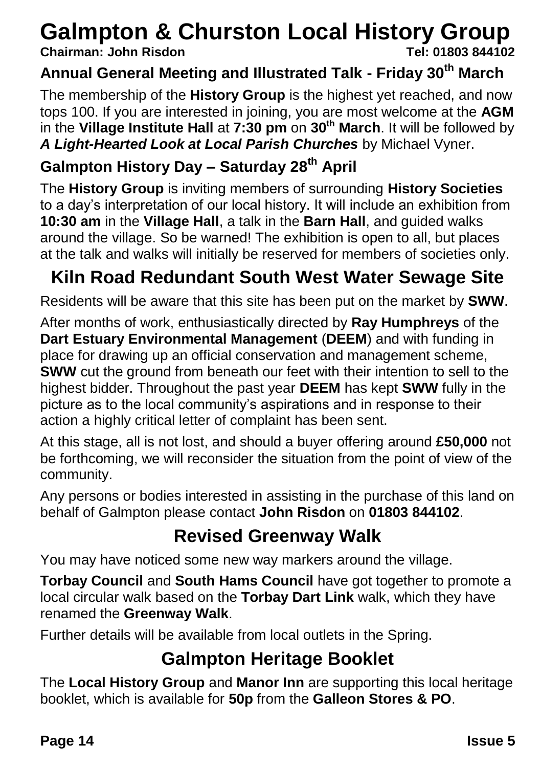# Galmpton & Churston Local History Group

**Chairman: John Risdon** **Tel: 01803 844102**

## Annual General Meeting and Illustrated Talk - Friday 30th March

The membership of the **History Group** is the highest yet reached, and now tops 100. If you are interested in joining, you are most welcome at the **AGM** in the **Village Institute Hall** at **7:30 pm** on **30th March**. It will be followed by ***A Light-Hearted Look at Local Parish Churches*** by Michael Vyner.

## Galmpton History Day – Saturday 28th April

The **History Group** is inviting members of surrounding **History Societies** to a day's interpretation of our local history. It will include an exhibition from **10:30 am** in the **Village Hall**, a talk in the **Barn Hall**, and guided walks around the village. So be warned! The exhibition is open to all, but places at the talk and walks will initially be reserved for members of societies only.

# Kiln Road Redundant South West Water Sewage Site

Residents will be aware that this site has been put on the market by **SWW**.

After months of work, enthusiastically directed by **Ray Humphreys** of the **Dart Estuary Environmental Management** (**DEEM**) and with funding in place for drawing up an official conservation and management scheme, **SWW** cut the ground from beneath our feet with their intention to sell to the highest bidder. Throughout the past year **DEEM** has kept **SWW** fully in the picture as to the local community's aspirations and in response to their action a highly critical letter of complaint has been sent.

At this stage, all is not lost, and should a buyer offering around **£50,000** not be forthcoming, we will reconsider the situation from the point of view of the community.

Any persons or bodies interested in assisting in the purchase of this land on behalf of Galmpton please contact **John Risdon** on **01803 844102**.

# Revised Greenway Walk

You may have noticed some new way markers around the village.

**Torbay Council** and **South Hams Council** have got together to promote a local circular walk based on the **Torbay Dart Link** walk, which they have renamed the **Greenway Walk**.

Further details will be available from local outlets in the Spring.

# Galmpton Heritage Booklet

The **Local History Group** and **Manor Inn** are supporting this local heritage booklet, which is available for **50p** from the **Galleon Stores & PO**.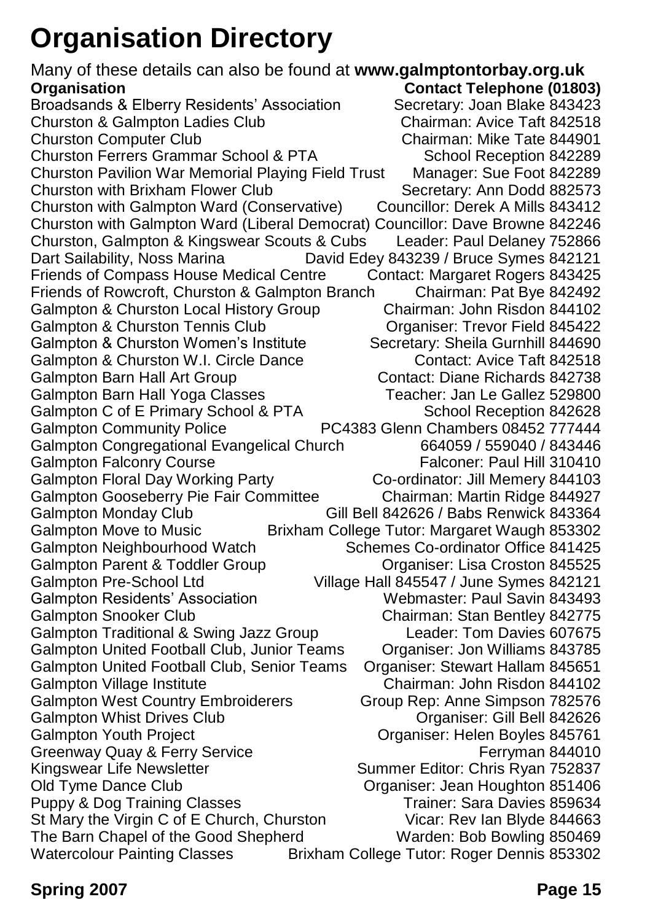# Organisation Directory

Many of these details can also be found at **www.galmptontorbay.org.uk**

| Organisation | Contact Telephone (01803) |
| --- | --- |
| Broadsands & Elberry Residents' Association | Secretary: Joan Blake 843423 |
| Churston & Galmpton Ladies Club | Chairman: Avice Taft 842518 |
| Churston Computer Club | Chairman: Mike Tate 844901 |
| Churston Ferrers Grammar School & PTA | School Reception 842289 |
| Churston Pavilion War Memorial Playing Field Trust | Manager: Sue Foot 842289 |
| Churston with Brixham Flower Club | Secretary: Ann Dodd 882573 |
| Churston with Galmpton Ward (Conservative) | Councillor: Derek A Mills 843412 |
| Churston with Galmpton Ward (Liberal Democrat) | Councillor: Dave Browne 842246 |
| Churston, Galmpton & Kingswear Scouts & Cubs | Leader: Paul Delaney 752866 |
| Dart Sailability, Noss Marina | David Edey 843239 / Bruce Symes 842121 |
| Friends of Compass House Medical Centre | Contact: Margaret Rogers 843425 |
| Friends of Rowcroft, Churston & Galmpton Branch | Chairman: Pat Bye 842492 |
| Galmpton & Churston Local History Group | Chairman: John Risdon 844102 |
| Galmpton & Churston Tennis Club | Organiser: Trevor Field 845422 |
| Galmpton & Churston Women's Institute | Secretary: Sheila Gurnhill 844690 |
| Galmpton & Churston W.I. Circle Dance | Contact: Avice Taft 842518 |
| Galmpton Barn Hall Art Group | Contact: Diane Richards 842738 |
| Galmpton Barn Hall Yoga Classes | Teacher: Jan Le Gallez 529800 |
| Galmpton C of E Primary School & PTA | School Reception 842628 |
| Galmpton Community Police | PC4383 Glenn Chambers 08452 777444 |
| Galmpton Congregational Evangelical Church | 664059 / 559040 / 843446 |
| Galmpton Falconry Course | Falconer: Paul Hill 310410 |
| Galmpton Floral Day Working Party | Co-ordinator: Jill Memery 844103 |
| Galmpton Gooseberry Pie Fair Committee | Chairman: Martin Ridge 844927 |
| Galmpton Monday Club | Gill Bell 842626 / Babs Renwick 843364 |
| Galmpton Move to Music | Brixham College Tutor: Margaret Waugh 853302 |
| Galmpton Neighbourhood Watch | Schemes Co-ordinator Office 841425 |
| Galmpton Parent & Toddler Group | Organiser: Lisa Croston 845525 |
| Galmpton Pre-School Ltd | Village Hall 845547 / June Symes 842121 |
| Galmpton Residents' Association | Webmaster: Paul Savin 843493 |
| Galmpton Snooker Club | Chairman: Stan Bentley 842775 |
| Galmpton Traditional & Swing Jazz Group | Leader: Tom Davies 607675 |
| Galmpton United Football Club, Junior Teams | Organiser: Jon Williams 843785 |
| Galmpton United Football Club, Senior Teams | Organiser: Stewart Hallam 845651 |
| Galmpton Village Institute | Chairman: John Risdon 844102 |
| Galmpton West Country Embroiderers | Group Rep: Anne Simpson 782576 |
| Galmpton Whist Drives Club | Organiser: Gill Bell 842626 |
| Galmpton Youth Project | Organiser: Helen Boyles 845761 |
| Greenway Quay & Ferry Service | Ferryman 844010 |
| Kingswear Life Newsletter | Summer Editor: Chris Ryan 752837 |
| Old Tyme Dance Club | Organiser: Jean Houghton 851406 |
| Puppy & Dog Training Classes | Trainer: Sara Davies 859634 |
| St Mary the Virgin C of E Church, Churston | Vicar: Rev Ian Blyde 844663 |
| The Barn Chapel of the Good Shepherd | Warden: Bob Bowling 850469 |
| Watercolour Painting Classes | Brixham College Tutor: Roger Dennis 853302 |

**Spring 2007**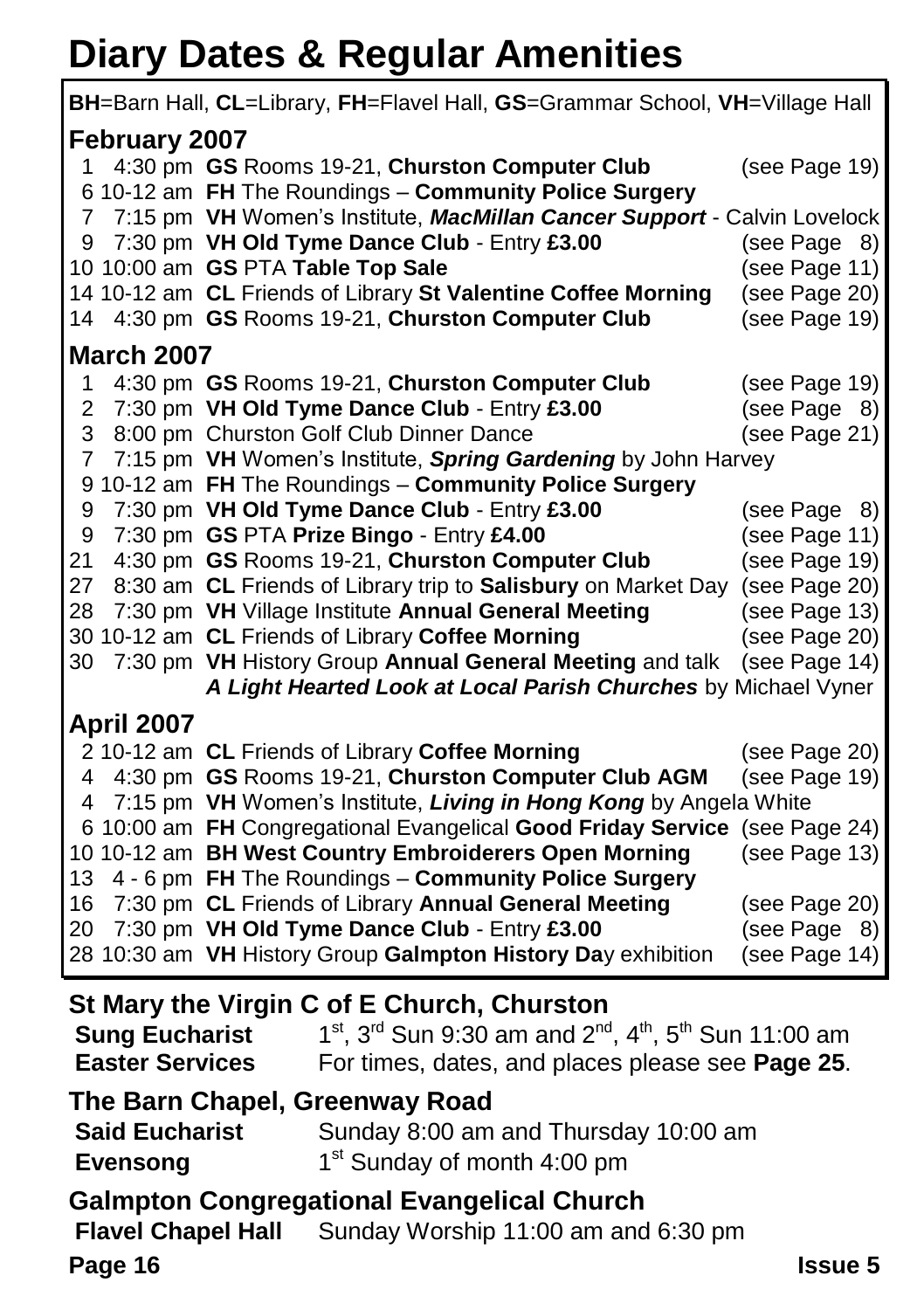# Diary Dates & Regular Amenities

**BH**=Barn Hall, **CL**=Library, **FH**=Flavel Hall, **GS**=Grammar School, **VH**=Village Hall

## February 2007

| Date | Time | Event | Ref |
|---|---|---|---|
| 1 | 4:30 pm | **GS** Rooms 19-21, **Churston Computer Club** | (see Page 19) |
| 6 | 10-12 am | **FH** The Roundings – **Community Police Surgery** | |
| 7 | 7:15 pm | **VH** Women's Institute, ***MacMillan Cancer Support*** - Calvin Lovelock | |
| 9 | 7:30 pm | **VH Old Tyme Dance Club** - Entry **£3.00** | (see Page 8) |
| 10 | 10:00 am | **GS** PTA **Table Top Sale** | (see Page 11) |
| 14 | 10-12 am | **CL** Friends of Library **St Valentine Coffee Morning** | (see Page 20) |
| 14 | 4:30 pm | **GS** Rooms 19-21, **Churston Computer Club** | (see Page 19) |

## March 2007

| Date | Time | Event | Ref |
|---|---|---|---|
| 1 | 4:30 pm | **GS** Rooms 19-21, **Churston Computer Club** | (see Page 19) |
| 2 | 7:30 pm | **VH Old Tyme Dance Club** - Entry **£3.00** | (see Page 8) |
| 3 | 8:00 pm | Churston Golf Club Dinner Dance | (see Page 21) |
| 7 | 7:15 pm | **VH** Women's Institute, ***Spring Gardening*** by John Harvey | |
| 9 | 10-12 am | **FH** The Roundings – **Community Police Surgery** | |
| 9 | 7:30 pm | **VH Old Tyme Dance Club** - Entry **£3.00** | (see Page 8) |
| 9 | 7:30 pm | **GS** PTA **Prize Bingo** - Entry **£4.00** | (see Page 11) |
| 21 | 4:30 pm | **GS** Rooms 19-21, **Churston Computer Club** | (see Page 19) |
| 27 | 8:30 am | **CL** Friends of Library trip to **Salisbury** on Market Day | (see Page 20) |
| 28 | 7:30 pm | **VH** Village Institute **Annual General Meeting** | (see Page 13) |
| 30 | 10-12 am | **CL** Friends of Library **Coffee Morning** | (see Page 20) |
| 30 | 7:30 pm | **VH** History Group **Annual General Meeting** and talk ***A Light Hearted Look at Local Parish Churches*** by Michael Vyner | (see Page 14) |

## April 2007

| Date | Time | Event | Ref |
|---|---|---|---|
| 2 | 10-12 am | **CL** Friends of Library **Coffee Morning** | (see Page 20) |
| 4 | 4:30 pm | **GS** Rooms 19-21, **Churston Computer Club AGM** | (see Page 19) |
| 4 | 7:15 pm | **VH** Women's Institute, ***Living in Hong Kong*** by Angela White | |
| 6 | 10:00 am | **FH** Congregational Evangelical **Good Friday Service** | (see Page 24) |
| 10 | 10-12 am | **BH West Country Embroiderers Open Morning** | (see Page 13) |
| 13 | 4 - 6 pm | **FH** The Roundings – **Community Police Surgery** | |
| 16 | 7:30 pm | **CL** Friends of Library **Annual General Meeting** | (see Page 20) |
| 20 | 7:30 pm | **VH Old Tyme Dance Club** - Entry **£3.00** | (see Page 8) |
| 28 | 10:30 am | **VH** History Group **Galmpton History Da**y exhibition | (see Page 14) |

## St Mary the Virgin C of E Church, Churston

**Sung Eucharist** — 1st, 3rd Sun 9:30 am and 2nd, 4th, 5th Sun 11:00 am

**Easter Services** — For times, dates, and places please see **Page 25**.

## The Barn Chapel, Greenway Road

**Said Eucharist** — Sunday 8:00 am and Thursday 10:00 am

**Evensong** — 1st Sunday of month 4:00 pm

## Galmpton Congregational Evangelical Church

**Flavel Chapel Hall** — Sunday Worship 11:00 am and 6:30 pm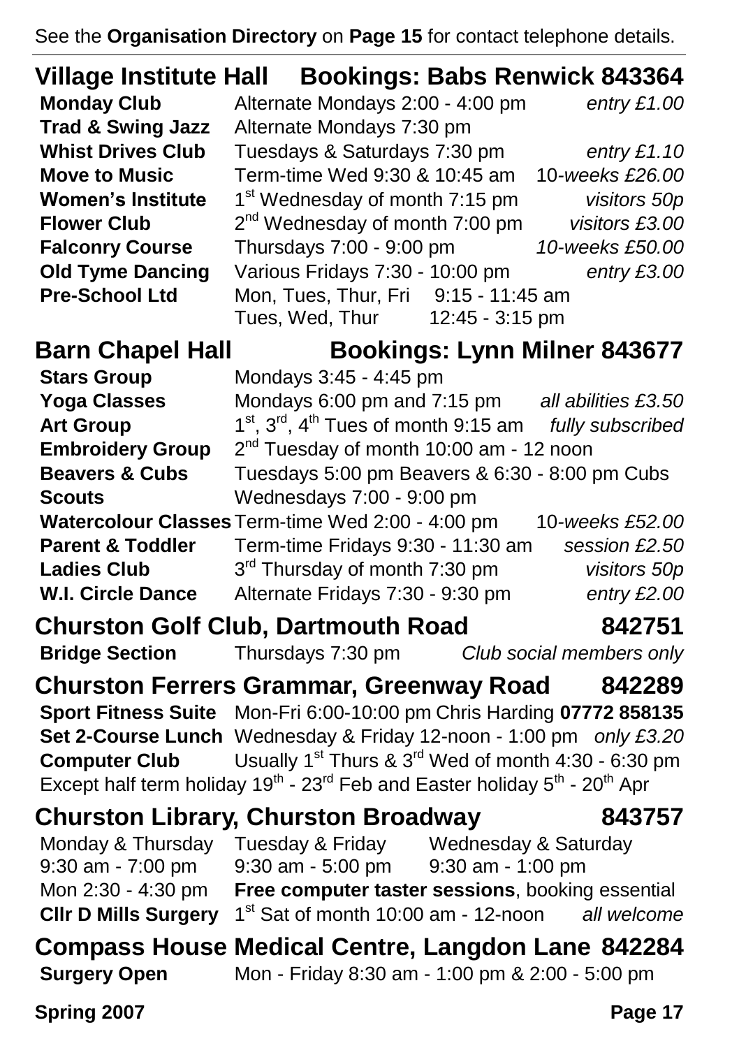See the **Organisation Directory** on **Page 15** for contact telephone details.

## Village Institute Hall — Bookings: Babs Renwick 843364

| | | |
|---|---|---|
| **Monday Club** | Alternate Mondays 2:00 - 4:00 pm | *entry £1.00* |
| **Trad & Swing Jazz** | Alternate Mondays 7:30 pm | |
| **Whist Drives Club** | Tuesdays & Saturdays 7:30 pm | *entry £1.10* |
| **Move to Music** | Term-time Wed 9:30 & 10:45 am | 10-*weeks £26.00* |
| **Women's Institute** | 1st Wednesday of month 7:15 pm | *visitors 50p* |
| **Flower Club** | 2nd Wednesday of month 7:00 pm | *visitors £3.00* |
| **Falconry Course** | Thursdays 7:00 - 9:00 pm | *10-weeks £50.00* |
| **Old Tyme Dancing** | Various Fridays 7:30 - 10:00 pm | *entry £3.00* |
| **Pre-School Ltd** | Mon, Tues, Thur, Fri 9:15 - 11:45 am<br>Tues, Wed, Thur 12:45 - 3:15 pm | |

## Barn Chapel Hall — Bookings: Lynn Milner 843677

| | | |
|---|---|---|
| **Stars Group** | Mondays 3:45 - 4:45 pm | |
| **Yoga Classes** | Mondays 6:00 pm and 7:15 pm | *all abilities £3.50* |
| **Art Group** | 1st, 3rd, 4th Tues of month 9:15 am | *fully subscribed* |
| **Embroidery Group** | 2nd Tuesday of month 10:00 am - 12 noon | |
| **Beavers & Cubs** | Tuesdays 5:00 pm Beavers & 6:30 - 8:00 pm Cubs | |
| **Scouts** | Wednesdays 7:00 - 9:00 pm | |
| **Watercolour Classes** | Term-time Wed 2:00 - 4:00 pm | 10-*weeks £52.00* |
| **Parent & Toddler** | Term-time Fridays 9:30 - 11:30 am | *session £2.50* |
| **Ladies Club** | 3rd Thursday of month 7:30 pm | *visitors 50p* |
| **W.I. Circle Dance** | Alternate Fridays 7:30 - 9:30 pm | *entry £2.00* |

## Churston Golf Club, Dartmouth Road — 842751

| | | |
|---|---|---|
| **Bridge Section** | Thursdays 7:30 pm | *Club social members only* |

## Churston Ferrers Grammar, Greenway Road — 842289

| | |
|---|---|
| **Sport Fitness Suite** | Mon-Fri 6:00-10:00 pm Chris Harding **07772 858135** |
| **Set 2-Course Lunch** | Wednesday & Friday 12-noon - 1:00 pm *only £3.20* |
| **Computer Club** | Usually 1st Thurs & 3rd Wed of month 4:30 - 6:30 pm |

Except half term holiday 19th - 23rd Feb and Easter holiday 5th - 20th Apr

## Churston Library, Churston Broadway — 843757

| Monday & Thursday | Tuesday & Friday | Wednesday & Saturday |
|---|---|---|
| 9:30 am - 7:00 pm | 9:30 am - 5:00 pm | 9:30 am - 1:00 pm |

Mon 2:30 - 4:30 pm **Free computer taster sessions**, booking essential

**Cllr D Mills Surgery** 1st Sat of month 10:00 am - 12-noon *all welcome*

## Compass House Medical Centre, Langdon Lane 842284

**Surgery Open** Mon - Friday 8:30 am - 1:00 pm & 2:00 - 5:00 pm

Spring 2007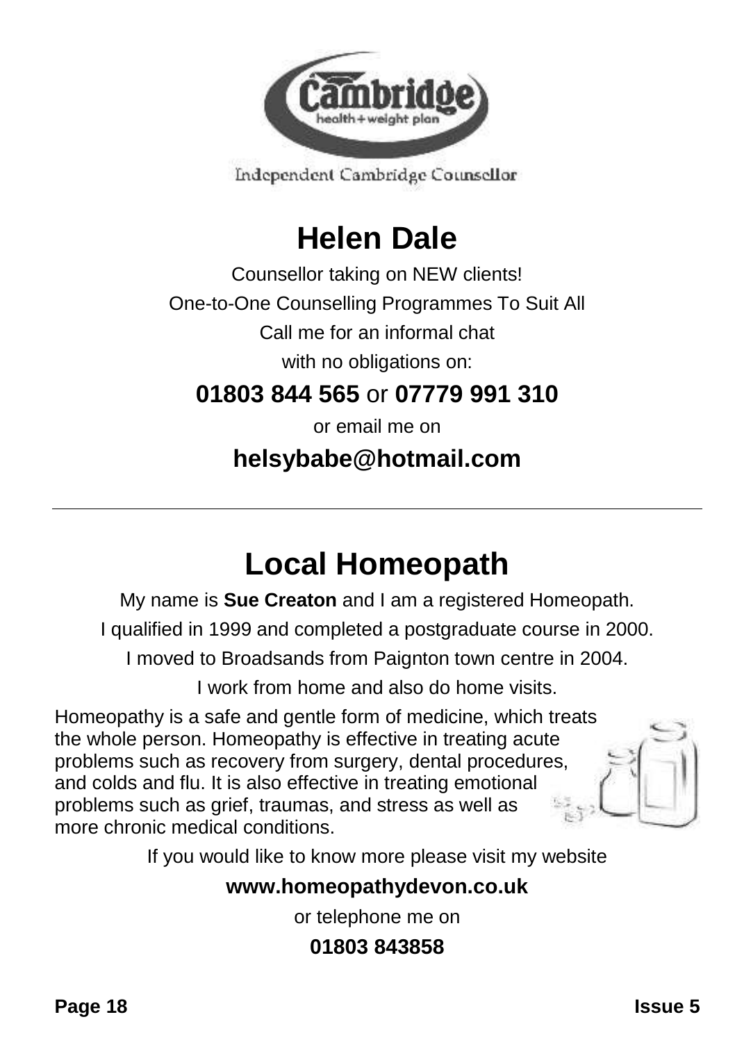Cambridge health + weight plan

Independent Cambridge Counsellor

# Helen Dale

Counsellor taking on NEW clients!

One-to-One Counselling Programmes To Suit All

Call me for an informal chat

with no obligations on:

**01803 844 565** or **07779 991 310**

or email me on

**helsybabe@hotmail.com**

---

# Local Homeopath

My name is **Sue Creaton** and I am a registered Homeopath.

I qualified in 1999 and completed a postgraduate course in 2000.

I moved to Broadsands from Paignton town centre in 2004.

I work from home and also do home visits.

Homeopathy is a safe and gentle form of medicine, which treats the whole person. Homeopathy is effective in treating acute problems such as recovery from surgery, dental procedures, and colds and flu. It is also effective in treating emotional problems such as grief, traumas, and stress as well as more chronic medical conditions.

If you would like to know more please visit my website

**www.homeopathydevon.co.uk**

or telephone me on

**01803 843858**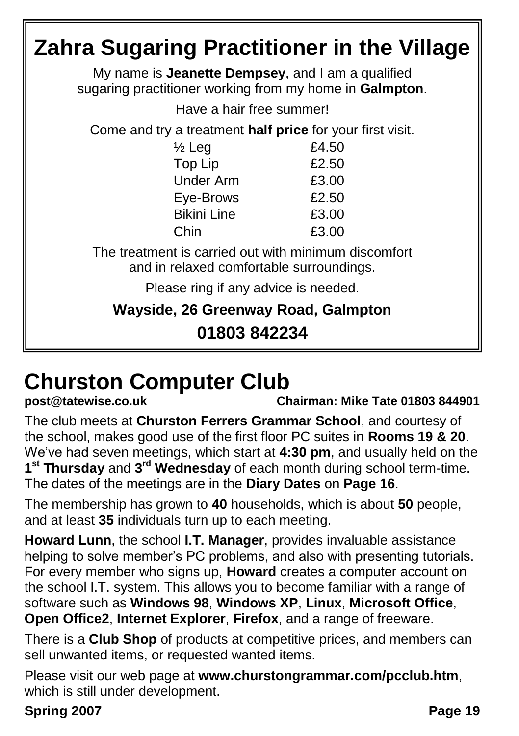# Zahra Sugaring Practitioner in the Village

My name is **Jeanette Dempsey**, and I am a qualified sugaring practitioner working from my home in **Galmpton**.

Have a hair free summer!

Come and try a treatment **half price** for your first visit.

| | |
|---|---|
| ½ Leg | £4.50 |
| Top Lip | £2.50 |
| Under Arm | £3.00 |
| Eye-Brows | £2.50 |
| Bikini Line | £3.00 |
| Chin | £3.00 |

The treatment is carried out with minimum discomfort and in relaxed comfortable surroundings.

Please ring if any advice is needed.

**Wayside, 26 Greenway Road, Galmpton**

**01803 842234**

# Churston Computer Club

**post@tatewise.co.uk** **Chairman: Mike Tate 01803 844901**

The club meets at **Churston Ferrers Grammar School**, and courtesy of the school, makes good use of the first floor PC suites in **Rooms 19 & 20**. We've had seven meetings, which start at **4:30 pm**, and usually held on the **1st Thursday** and **3rd Wednesday** of each month during school term-time. The dates of the meetings are in the **Diary Dates** on **Page 16**.

The membership has grown to **40** households, which is about **50** people, and at least **35** individuals turn up to each meeting.

**Howard Lunn**, the school **I.T. Manager**, provides invaluable assistance helping to solve member's PC problems, and also with presenting tutorials. For every member who signs up, **Howard** creates a computer account on the school I.T. system. This allows you to become familiar with a range of software such as **Windows 98**, **Windows XP**, **Linux**, **Microsoft Office**, **Open Office2**, **Internet Explorer**, **Firefox**, and a range of freeware.

There is a **Club Shop** of products at competitive prices, and members can sell unwanted items, or requested wanted items.

Please visit our web page at **www.churstongrammar.com/pcclub.htm**, which is still under development.

**Spring 2007**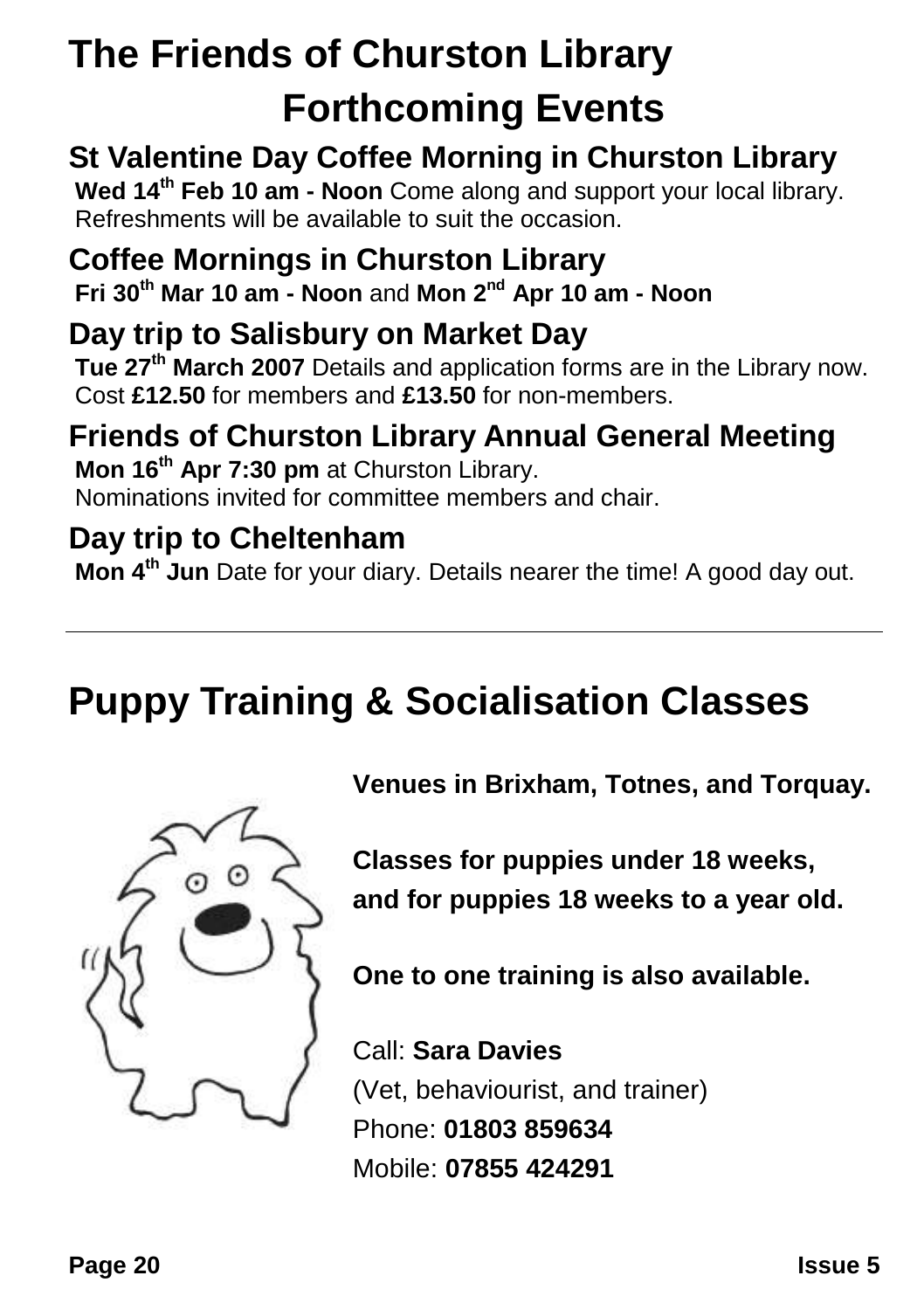# The Friends of Churston Library

## Forthcoming Events

### St Valentine Day Coffee Morning in Churston Library

**Wed 14th Feb 10 am - Noon** Come along and support your local library. Refreshments will be available to suit the occasion.

### Coffee Mornings in Churston Library

**Fri 30th Mar 10 am - Noon** and **Mon 2nd Apr 10 am - Noon**

### Day trip to Salisbury on Market Day

**Tue 27th March 2007** Details and application forms are in the Library now. Cost **£12.50** for members and **£13.50** for non-members.

### Friends of Churston Library Annual General Meeting

**Mon 16th Apr 7:30 pm** at Churston Library.
Nominations invited for committee members and chair.

### Day trip to Cheltenham

**Mon 4th Jun** Date for your diary. Details nearer the time! A good day out.

---

# Puppy Training & Socialisation Classes

**Venues in Brixham, Totnes, and Torquay.**

**Classes for puppies under 18 weeks, and for puppies 18 weeks to a year old.**

**One to one training is also available.**

Call: **Sara Davies**
(Vet, behaviourist, and trainer)
Phone: **01803 859634**
Mobile: **07855 424291**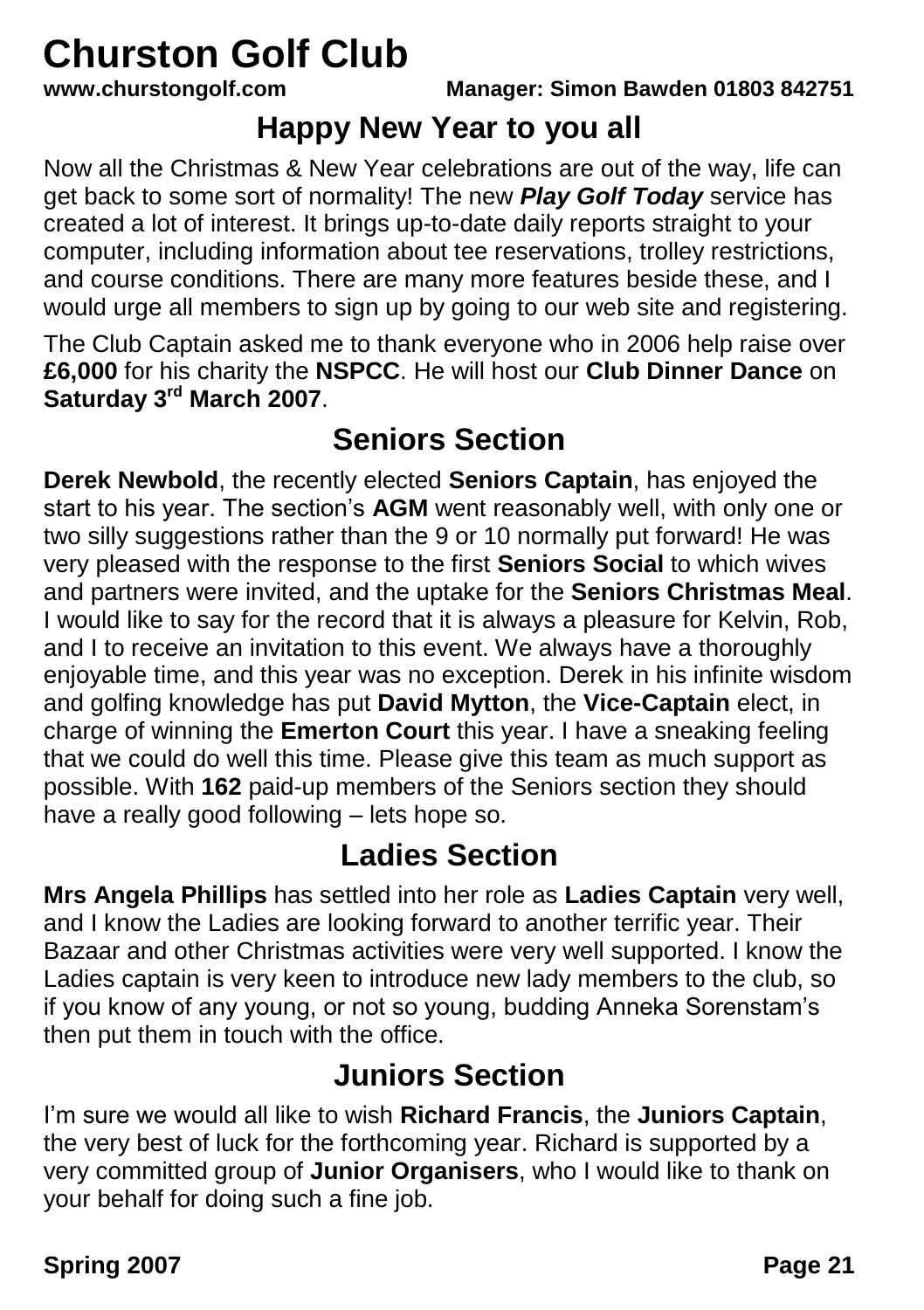# Churston Golf Club

**www.churstongolf.com** **Manager: Simon Bawden 01803 842751**

## Happy New Year to you all

Now all the Christmas & New Year celebrations are out of the way, life can get back to some sort of normality! The new ***Play Golf Today*** service has created a lot of interest. It brings up-to-date daily reports straight to your computer, including information about tee reservations, trolley restrictions, and course conditions. There are many more features beside these, and I would urge all members to sign up by going to our web site and registering.

The Club Captain asked me to thank everyone who in 2006 help raise over **£6,000** for his charity the **NSPCC**. He will host our **Club Dinner Dance** on **Saturday 3rd March 2007**.

## Seniors Section

**Derek Newbold**, the recently elected **Seniors Captain**, has enjoyed the start to his year. The section's **AGM** went reasonably well, with only one or two silly suggestions rather than the 9 or 10 normally put forward! He was very pleased with the response to the first **Seniors Social** to which wives and partners were invited, and the uptake for the **Seniors Christmas Meal**. I would like to say for the record that it is always a pleasure for Kelvin, Rob, and I to receive an invitation to this event. We always have a thoroughly enjoyable time, and this year was no exception. Derek in his infinite wisdom and golfing knowledge has put **David Mytton**, the **Vice-Captain** elect, in charge of winning the **Emerton Court** this year. I have a sneaking feeling that we could do well this time. Please give this team as much support as possible. With **162** paid-up members of the Seniors section they should have a really good following – lets hope so.

## Ladies Section

**Mrs Angela Phillips** has settled into her role as **Ladies Captain** very well, and I know the Ladies are looking forward to another terrific year. Their Bazaar and other Christmas activities were very well supported. I know the Ladies captain is very keen to introduce new lady members to the club, so if you know of any young, or not so young, budding Anneka Sorenstam's then put them in touch with the office.

## Juniors Section

I'm sure we would all like to wish **Richard Francis**, the **Juniors Captain**, the very best of luck for the forthcoming year. Richard is supported by a very committed group of **Junior Organisers**, who I would like to thank on your behalf for doing such a fine job.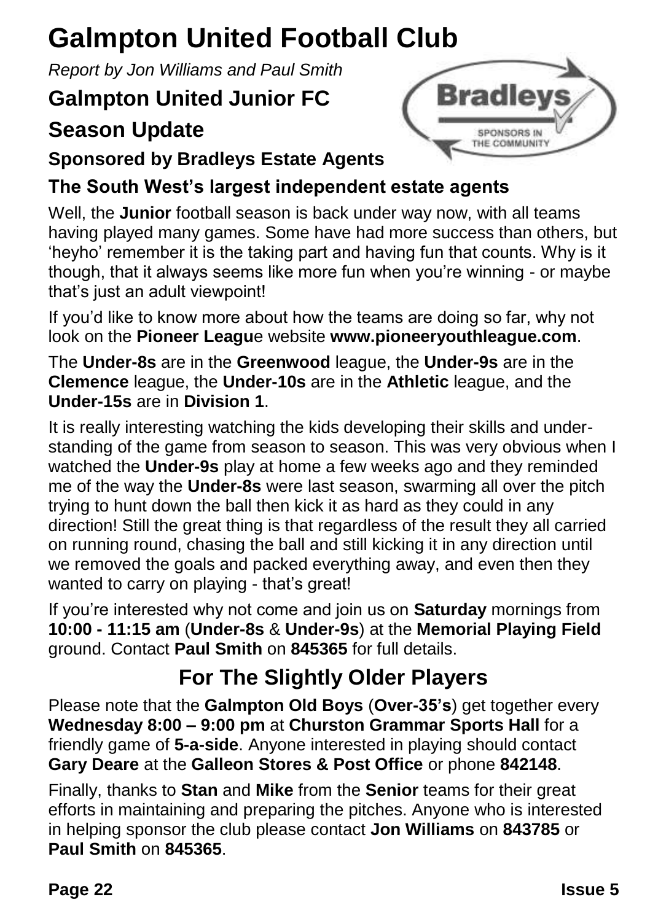# Galmpton United Football Club

*Report by Jon Williams and Paul Smith*

## Galmpton United Junior FC

## Season Update

### Sponsored by Bradleys Estate Agents

### The South West's largest independent estate agents

Well, the **Junior** football season is back under way now, with all teams having played many games. Some have had more success than others, but 'heyho' remember it is the taking part and having fun that counts. Why is it though, that it always seems like more fun when you're winning - or maybe that's just an adult viewpoint!

If you'd like to know more about how the teams are doing so far, why not look on the **Pioneer Leagu**e website **www.pioneeryouthleague.com**.

The **Under-8s** are in the **Greenwood** league, the **Under-9s** are in the **Clemence** league, the **Under-10s** are in the **Athletic** league, and the **Under-15s** are in **Division 1**.

It is really interesting watching the kids developing their skills and under-standing of the game from season to season. This was very obvious when I watched the **Under-9s** play at home a few weeks ago and they reminded me of the way the **Under-8s** were last season, swarming all over the pitch trying to hunt down the ball then kick it as hard as they could in any direction! Still the great thing is that regardless of the result they all carried on running round, chasing the ball and still kicking it in any direction until we removed the goals and packed everything away, and even then they wanted to carry on playing - that's great!

If you're interested why not come and join us on **Saturday** mornings from **10:00 - 11:15 am** (**Under-8s** & **Under-9s**) at the **Memorial Playing Field** ground. Contact **Paul Smith** on **845365** for full details.

## For The Slightly Older Players

Please note that the **Galmpton Old Boys** (**Over-35's**) get together every **Wednesday 8:00 – 9:00 pm** at **Churston Grammar Sports Hall** for a friendly game of **5-a-side**. Anyone interested in playing should contact **Gary Deare** at the **Galleon Stores & Post Office** or phone **842148**.

Finally, thanks to **Stan** and **Mike** from the **Senior** teams for their great efforts in maintaining and preparing the pitches. Anyone who is interested in helping sponsor the club please contact **Jon Williams** on **843785** or **Paul Smith** on **845365**.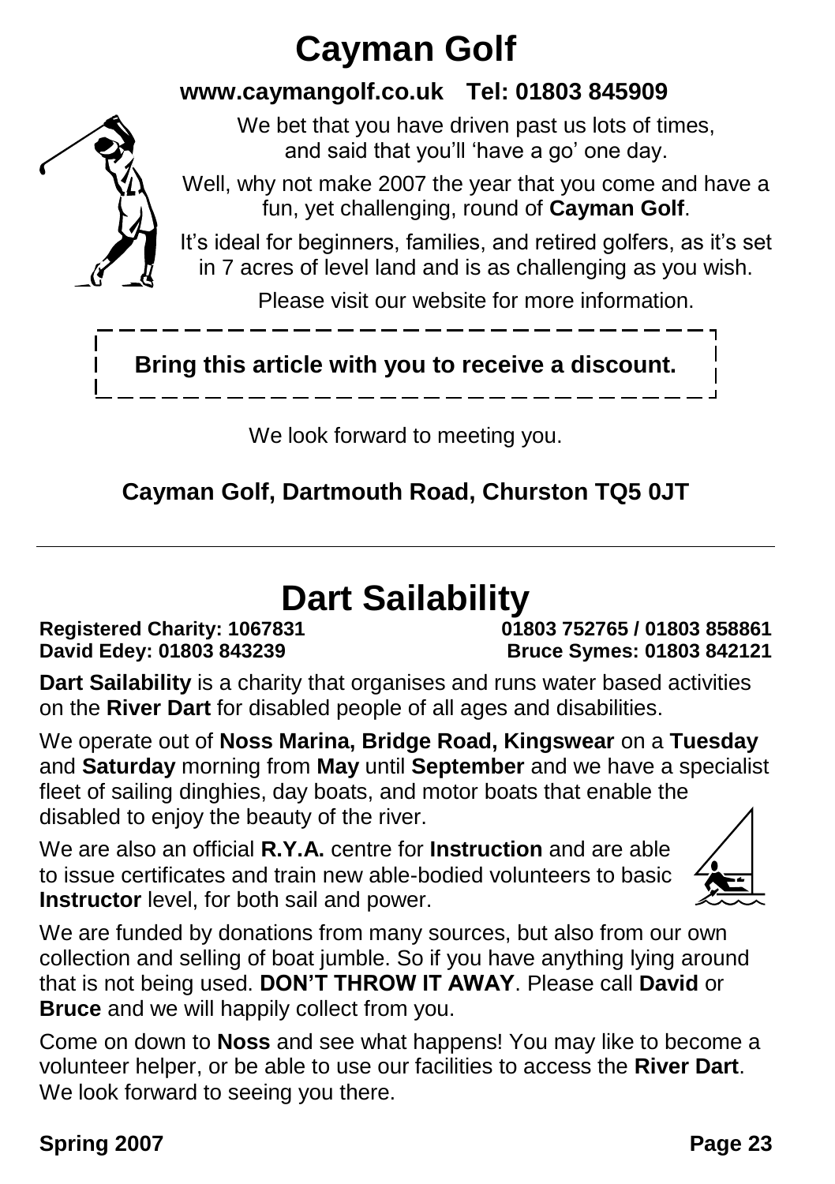# Cayman Golf

**www.caymangolf.co.uk    Tel: 01803 845909**

We bet that you have driven past us lots of times, and said that you'll 'have a go' one day.

Well, why not make 2007 the year that you come and have a fun, yet challenging, round of **Cayman Golf**.

It's ideal for beginners, families, and retired golfers, as it's set in 7 acres of level land and is as challenging as you wish.

Please visit our website for more information.

**Bring this article with you to receive a discount.**

We look forward to meeting you.

**Cayman Golf, Dartmouth Road, Churston TQ5 0JT**

---

# Dart Sailability

**Registered Charity: 1067831**    **01803 752765 / 01803 858861**
**David Edey: 01803 843239**    **Bruce Symes: 01803 842121**

**Dart Sailability** is a charity that organises and runs water based activities on the **River Dart** for disabled people of all ages and disabilities.

We operate out of **Noss Marina, Bridge Road, Kingswear** on a **Tuesday** and **Saturday** morning from **May** until **September** and we have a specialist fleet of sailing dinghies, day boats, and motor boats that enable the disabled to enjoy the beauty of the river.

We are also an official **R.Y.A.** centre for **Instruction** and are able to issue certificates and train new able-bodied volunteers to basic **Instructor** level, for both sail and power.

We are funded by donations from many sources, but also from our own collection and selling of boat jumble. So if you have anything lying around that is not being used. **DON'T THROW IT AWAY**. Please call **David** or **Bruce** and we will happily collect from you.

Come on down to **Noss** and see what happens! You may like to become a volunteer helper, or be able to use our facilities to access the **River Dart**. We look forward to seeing you there.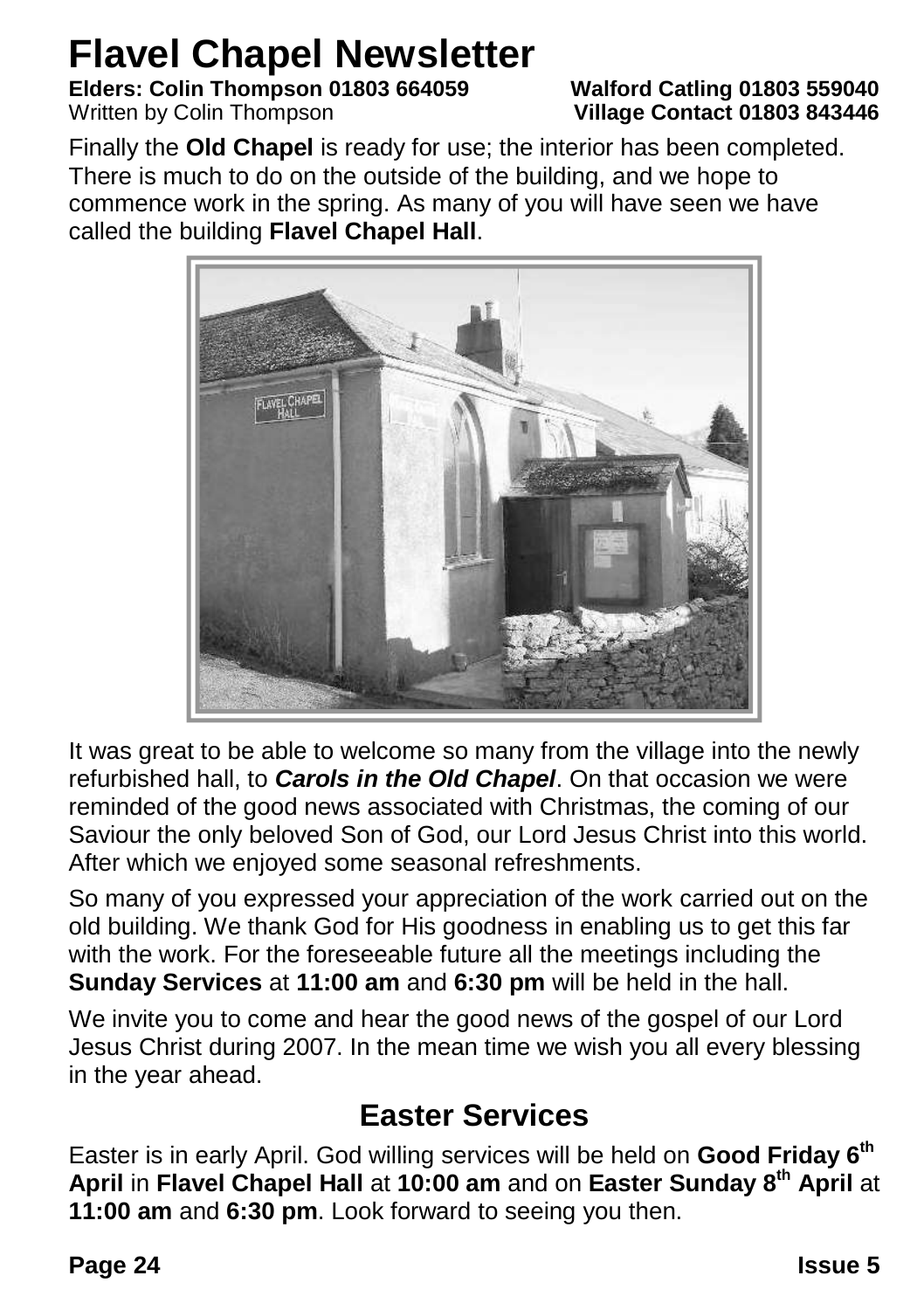# Flavel Chapel Newsletter

**Elders: Colin Thompson 01803 664059** **Walford Catling 01803 559040**
Written by Colin Thompson **Village Contact 01803 843446**

Finally the **Old Chapel** is ready for use; the interior has been completed. There is much to do on the outside of the building, and we hope to commence work in the spring. As many of you will have seen we have called the building **Flavel Chapel Hall**.

It was great to be able to welcome so many from the village into the newly refurbished hall, to ***Carols in the Old Chapel***. On that occasion we were reminded of the good news associated with Christmas, the coming of our Saviour the only beloved Son of God, our Lord Jesus Christ into this world. After which we enjoyed some seasonal refreshments.

So many of you expressed your appreciation of the work carried out on the old building. We thank God for His goodness in enabling us to get this far with the work. For the foreseeable future all the meetings including the **Sunday Services** at **11:00 am** and **6:30 pm** will be held in the hall.

We invite you to come and hear the good news of the gospel of our Lord Jesus Christ during 2007. In the mean time we wish you all every blessing in the year ahead.

## Easter Services

Easter is in early April. God willing services will be held on **Good Friday 6th April** in **Flavel Chapel Hall** at **10:00 am** and on **Easter Sunday 8th April** at **11:00 am** and **6:30 pm**. Look forward to seeing you then.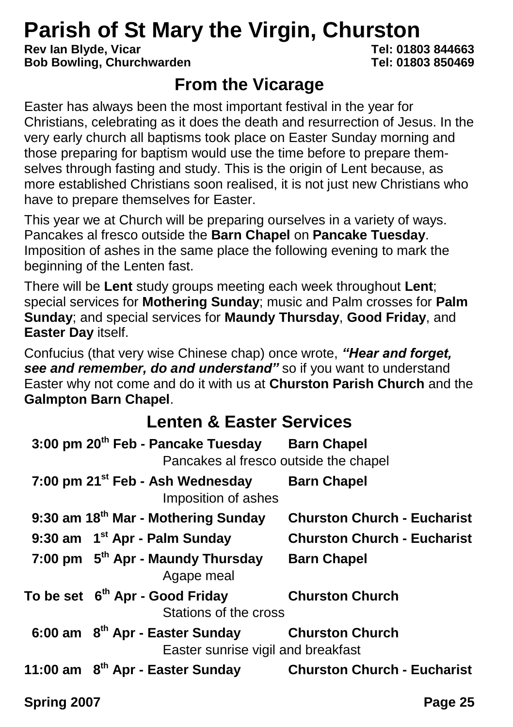# Parish of St Mary the Virgin, Churston

**Rev Ian Blyde, Vicar** **Tel: 01803 844663**
**Bob Bowling, Churchwarden** **Tel: 01803 850469**

## From the Vicarage

Easter has always been the most important festival in the year for Christians, celebrating as it does the death and resurrection of Jesus. In the very early church all baptisms took place on Easter Sunday morning and those preparing for baptism would use the time before to prepare themselves through fasting and study. This is the origin of Lent because, as more established Christians soon realised, it is not just new Christians who have to prepare themselves for Easter.

This year we at Church will be preparing ourselves in a variety of ways. Pancakes al fresco outside the **Barn Chapel** on **Pancake Tuesday**. Imposition of ashes in the same place the following evening to mark the beginning of the Lenten fast.

There will be **Lent** study groups meeting each week throughout **Lent**; special services for **Mothering Sunday**; music and Palm crosses for **Palm Sunday**; and special services for **Maundy Thursday**, **Good Friday**, and **Easter Day** itself.

Confucius (that very wise Chinese chap) once wrote, ***"Hear and forget, see and remember, do and understand"*** so if you want to understand Easter why not come and do it with us at **Churston Parish Church** and the **Galmpton Barn Chapel**.

## Lenten & Easter Services

**3:00 pm 20th Feb - Pancake Tuesday** — **Barn Chapel**
Pancakes al fresco outside the chapel

**7:00 pm 21st Feb - Ash Wednesday** — **Barn Chapel**
Imposition of ashes

**9:30 am 18th Mar - Mothering Sunday** — **Churston Church - Eucharist**

**9:30 am 1st Apr - Palm Sunday** — **Churston Church - Eucharist**

**7:00 pm 5th Apr - Maundy Thursday** — **Barn Chapel**
Agape meal

**To be set 6th Apr - Good Friday** — **Churston Church**
Stations of the cross

**6:00 am 8th Apr - Easter Sunday** — **Churston Church**
Easter sunrise vigil and breakfast

**11:00 am 8th Apr - Easter Sunday** — **Churston Church - Eucharist**

**Spring 2007**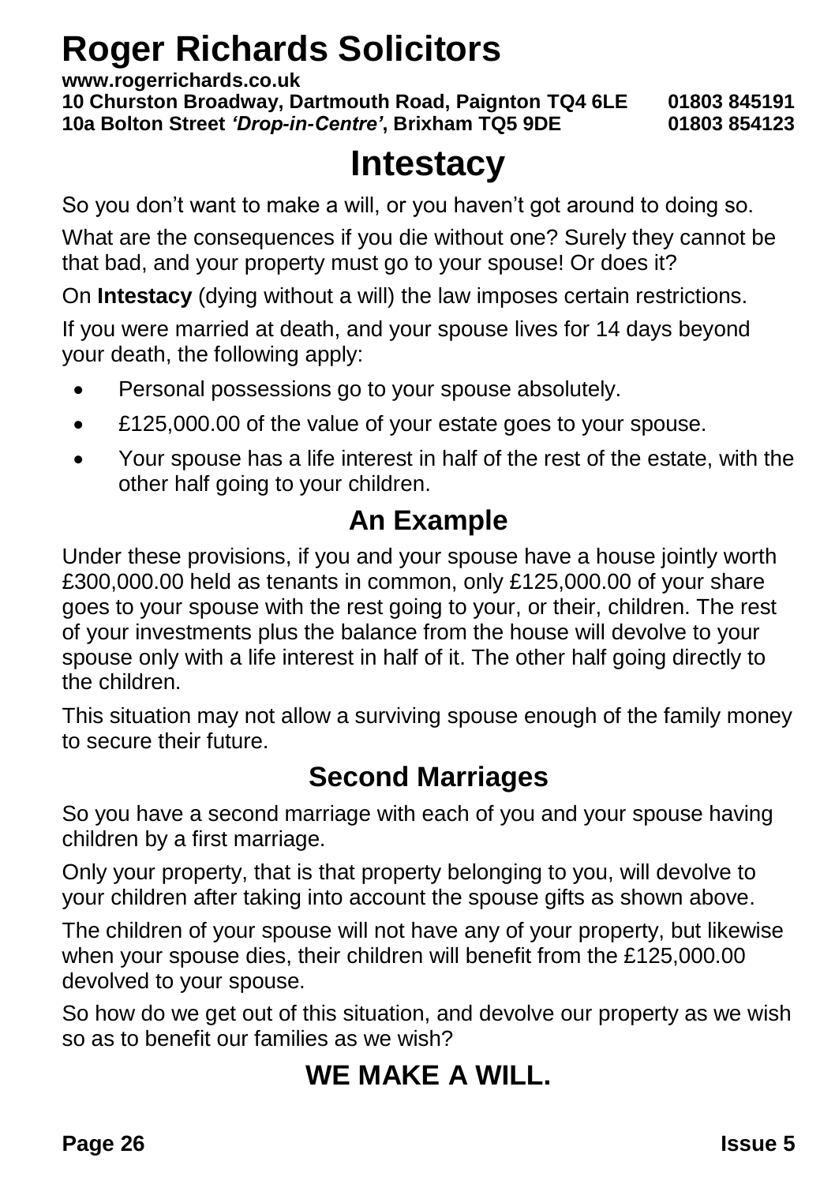# Roger Richards Solicitors

**www.rogerrichards.co.uk**
**10 Churston Broadway, Dartmouth Road, Paignton TQ4 6LE 01803 845191**
**10a Bolton Street *'Drop-in-Centre'*, Brixham TQ5 9DE 01803 854123**

## Intestacy

So you don't want to make a will, or you haven't got around to doing so.

What are the consequences if you die without one? Surely they cannot be that bad, and your property must go to your spouse! Or does it?

On **Intestacy** (dying without a will) the law imposes certain restrictions.

If you were married at death, and your spouse lives for 14 days beyond your death, the following apply:

- Personal possessions go to your spouse absolutely.
- £125,000.00 of the value of your estate goes to your spouse.
- Your spouse has a life interest in half of the rest of the estate, with the other half going to your children.

### An Example

Under these provisions, if you and your spouse have a house jointly worth £300,000.00 held as tenants in common, only £125,000.00 of your share goes to your spouse with the rest going to your, or their, children. The rest of your investments plus the balance from the house will devolve to your spouse only with a life interest in half of it. The other half going directly to the children.

This situation may not allow a surviving spouse enough of the family money to secure their future.

### Second Marriages

So you have a second marriage with each of you and your spouse having children by a first marriage.

Only your property, that is that property belonging to you, will devolve to your children after taking into account the spouse gifts as shown above.

The children of your spouse will not have any of your property, but likewise when your spouse dies, their children will benefit from the £125,000.00 devolved to your spouse.

So how do we get out of this situation, and devolve our property as we wish so as to benefit our families as we wish?

### WE MAKE A WILL.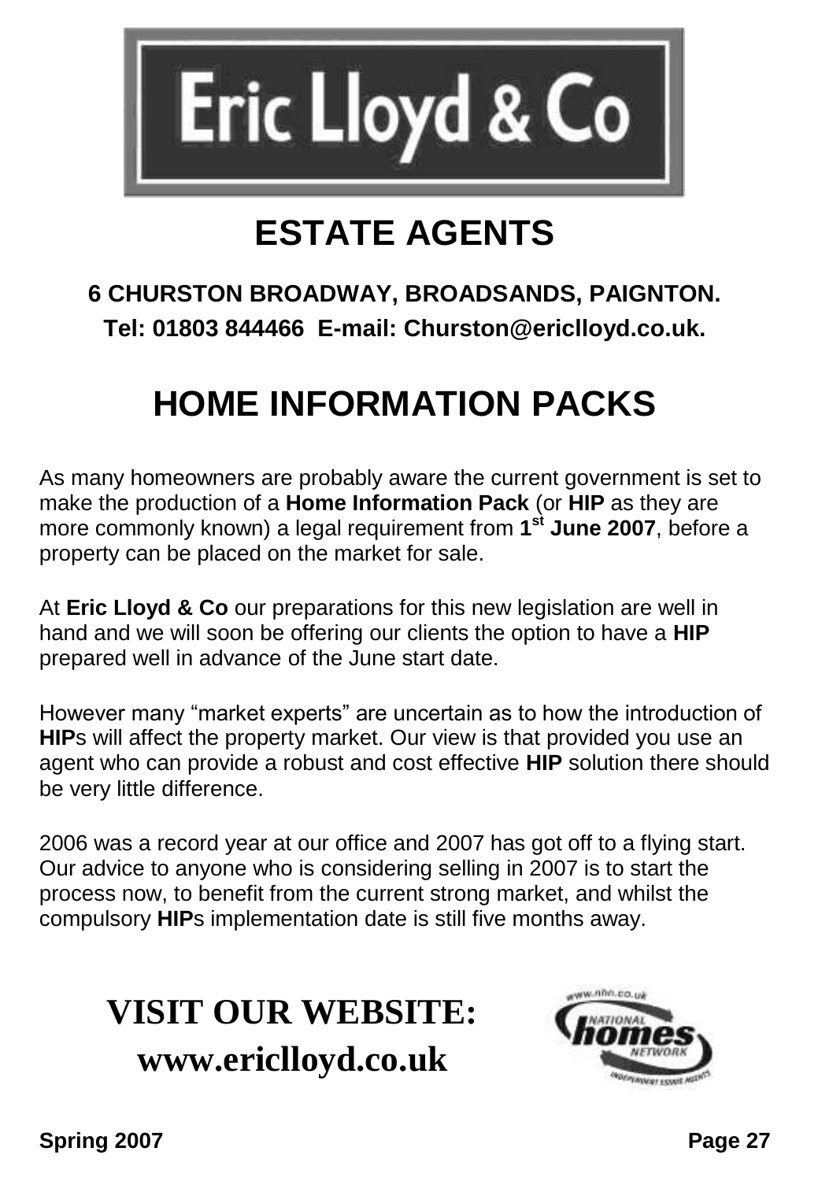# Eric Lloyd & Co

## ESTATE AGENTS

**6 CHURSTON BROADWAY, BROADSANDS, PAIGNTON.**

**Tel: 01803 844466 E-mail: Churston@ericlloyd.co.uk.**

# HOME INFORMATION PACKS

As many homeowners are probably aware the current government is set to make the production of a **Home Information Pack** (or **HIP** as they are more commonly known) a legal requirement from **1st June 2007**, before a property can be placed on the market for sale.

At **Eric Lloyd & Co** our preparations for this new legislation are well in hand and we will soon be offering our clients the option to have a **HIP** prepared well in advance of the June start date.

However many "market experts" are uncertain as to how the introduction of **HIP**s will affect the property market. Our view is that provided you use an agent who can provide a robust and cost effective **HIP** solution there should be very little difference.

2006 was a record year at our office and 2007 has got off to a flying start. Our advice to anyone who is considering selling in 2007 is to start the process now, to benefit from the current strong market, and whilst the compulsory **HIP**s implementation date is still five months away.

**VISIT OUR WEBSITE:**
**www.ericlloyd.co.uk**

www.nhn.co.uk NATIONAL homes NETWORK INDEPENDENT ESTATE AGENTS

Spring 2007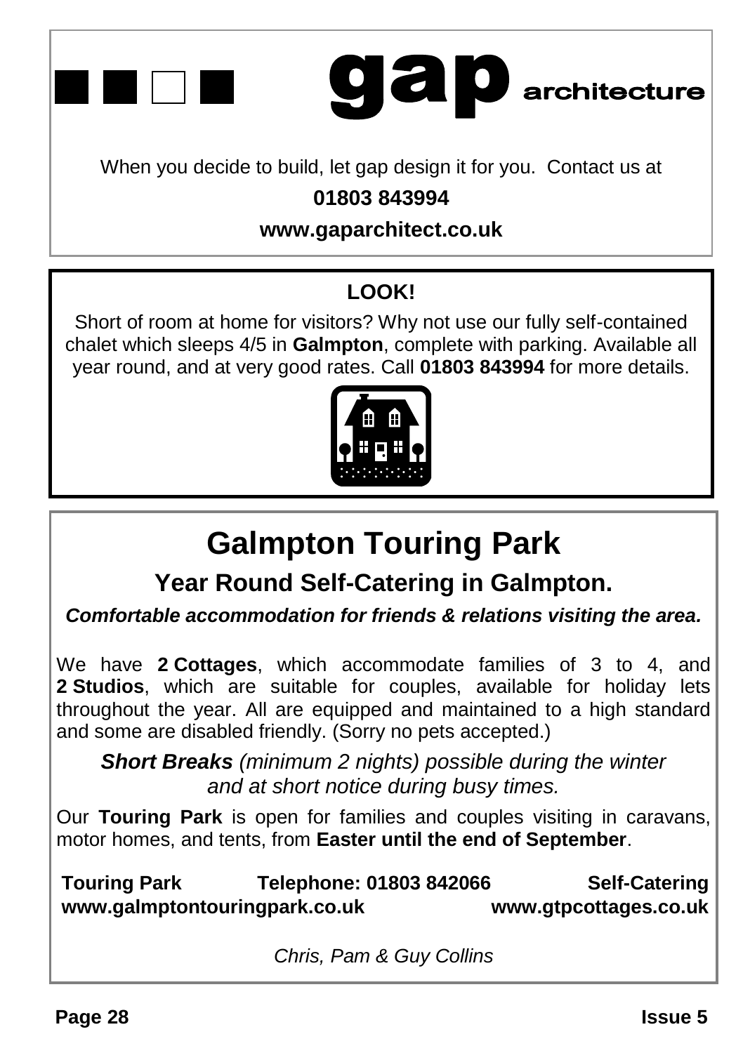**gap** architecture

When you decide to build, let gap design it for you. Contact us at

**01803 843994**

**www.gaparchitect.co.uk**

**LOOK!**

Short of room at home for visitors? Why not use our fully self-contained chalet which sleeps 4/5 in **Galmpton**, complete with parking. Available all year round, and at very good rates. Call **01803 843994** for more details.

# Galmpton Touring Park

## Year Round Self-Catering in Galmpton.

***Comfortable accommodation for friends & relations visiting the area.***

We have **2 Cottages**, which accommodate families of 3 to 4, and **2 Studios**, which are suitable for couples, available for holiday lets throughout the year. All are equipped and maintained to a high standard and some are disabled friendly. (Sorry no pets accepted.)

***Short Breaks*** *(minimum 2 nights) possible during the winter and at short notice during busy times.*

Our **Touring Park** is open for families and couples visiting in caravans, motor homes, and tents, from **Easter until the end of September**.

**Touring Park** **Telephone: 01803 842066** **Self-Catering**
**www.galmptontouringpark.co.uk** **www.gtpcottages.co.uk**

*Chris, Pam & Guy Collins*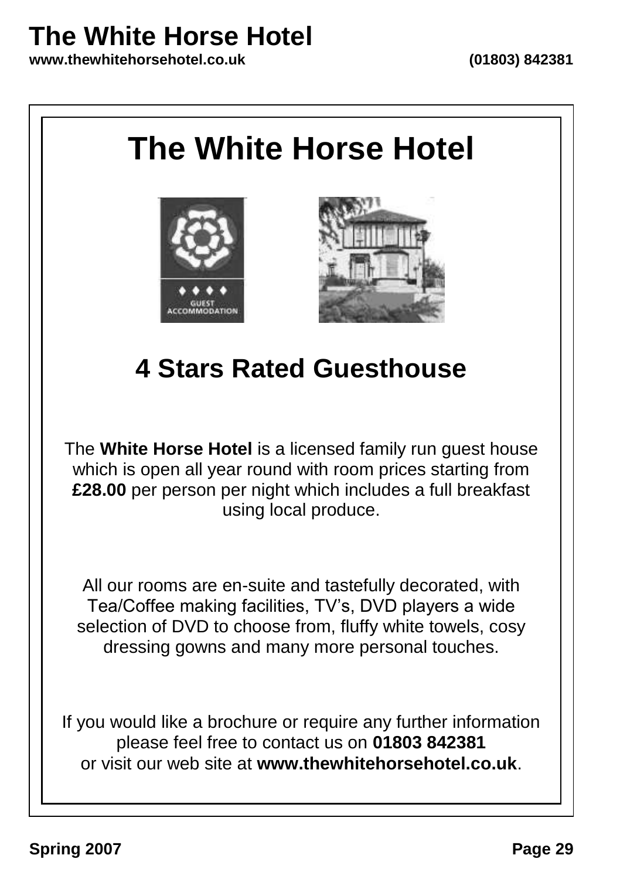# The White House Hotel

www.thewhitehorsehotel.co.uk (01803) 842381

## The White Horse Hotel

## 4 Stars Rated Guesthouse

The **White Horse Hotel** is a licensed family run guest house which is open all year round with room prices starting from **£28.00** per person per night which includes a full breakfast using local produce.

All our rooms are en-suite and tastefully decorated, with Tea/Coffee making facilities, TV's, DVD players a wide selection of DVD to choose from, fluffy white towels, cosy dressing gowns and many more personal touches.

If you would like a brochure or require any further information please feel free to contact us on **01803 842381** or visit our web site at **www.thewhitehorsehotel.co.uk**.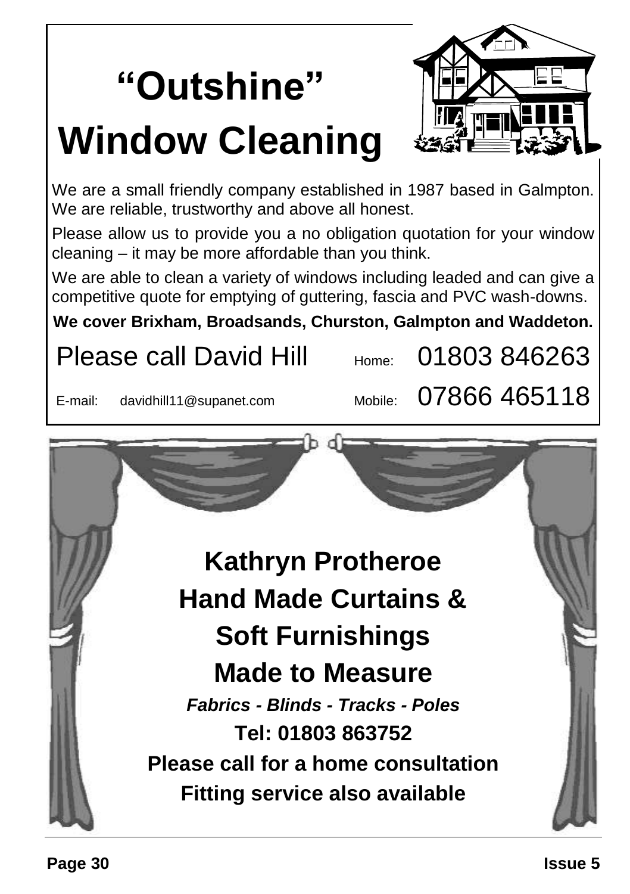# "Outshine" Window Cleaning

We are a small friendly company established in 1987 based in Galmpton. We are reliable, trustworthy and above all honest.

Please allow us to provide you a no obligation quotation for your window cleaning – it may be more affordable than you think.

We are able to clean a variety of windows including leaded and can give a competitive quote for emptying of guttering, fascia and PVC wash-downs.

**We cover Brixham, Broadsands, Churston, Galmpton and Waddeton.**

Please call David Hill — Home: 01803 846263

E-mail: davidhill11@supanet.com — Mobile: 07866 465118

---

## Kathryn Protheroe
## Hand Made Curtains & Soft Furnishings
## Made to Measure

***Fabrics - Blinds - Tracks - Poles***

**Tel: 01803 863752**

**Please call for a home consultation**

**Fitting service also available**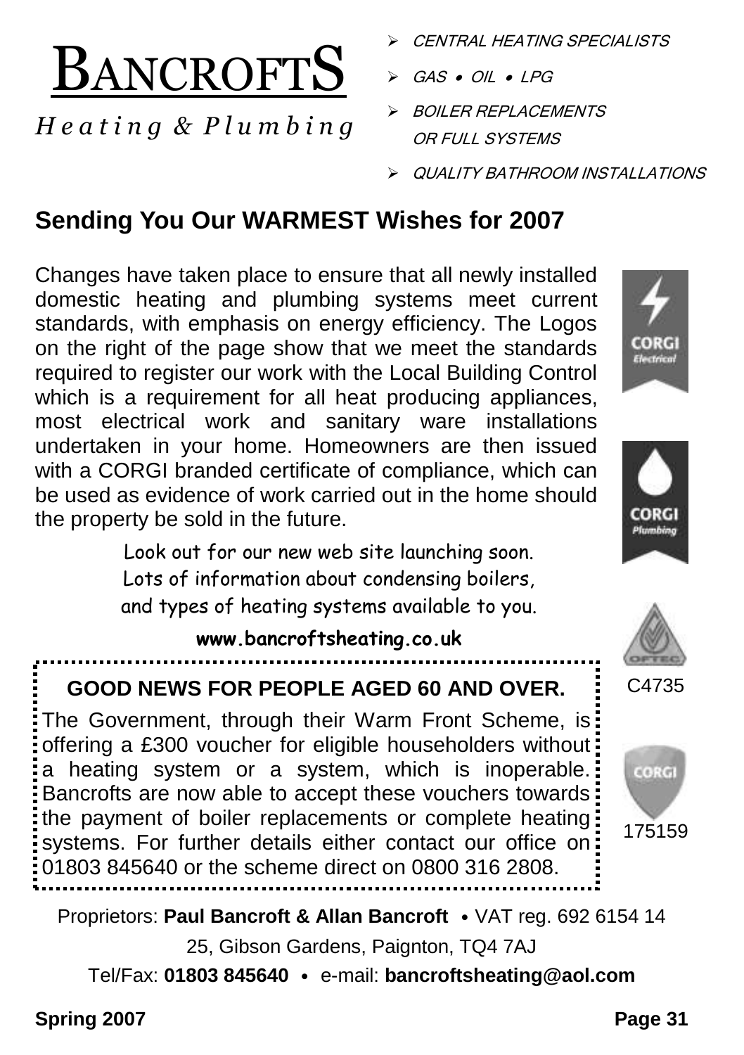# BANCROFTS

*Heating & Plumbing*

- *CENTRAL HEATING SPECIALISTS*
- *GAS • OIL • LPG*
- *BOILER REPLACEMENTS OR FULL SYSTEMS*
- *QUALITY BATHROOM INSTALLATIONS*

## Sending You Our WARMEST Wishes for 2007

Changes have taken place to ensure that all newly installed domestic heating and plumbing systems meet current standards, with emphasis on energy efficiency. The Logos on the right of the page show that we meet the standards required to register our work with the Local Building Control which is a requirement for all heat producing appliances, most electrical work and sanitary ware installations undertaken in your home. Homeowners are then issued with a CORGI branded certificate of compliance, which can be used as evidence of work carried out in the home should the property be sold in the future.

CORGI Electrical

CORGI Plumbing

C4735

175159

Look out for our new web site launching soon.
Lots of information about condensing boilers,
and types of heating systems available to you.

**www.bancroftsheating.co.uk**

### GOOD NEWS FOR PEOPLE AGED 60 AND OVER.

The Government, through their Warm Front Scheme, is offering a £300 voucher for eligible householders without a heating system or a system, which is inoperable. Bancrofts are now able to accept these vouchers towards the payment of boiler replacements or complete heating systems. For further details either contact our office on 01803 845640 or the scheme direct on 0800 316 2808.

Proprietors: **Paul Bancroft & Allan Bancroft** • VAT reg. 692 6154 14

25, Gibson Gardens, Paignton, TQ4 7AJ

Tel/Fax: **01803 845640** • e-mail: **bancroftsheating@aol.com**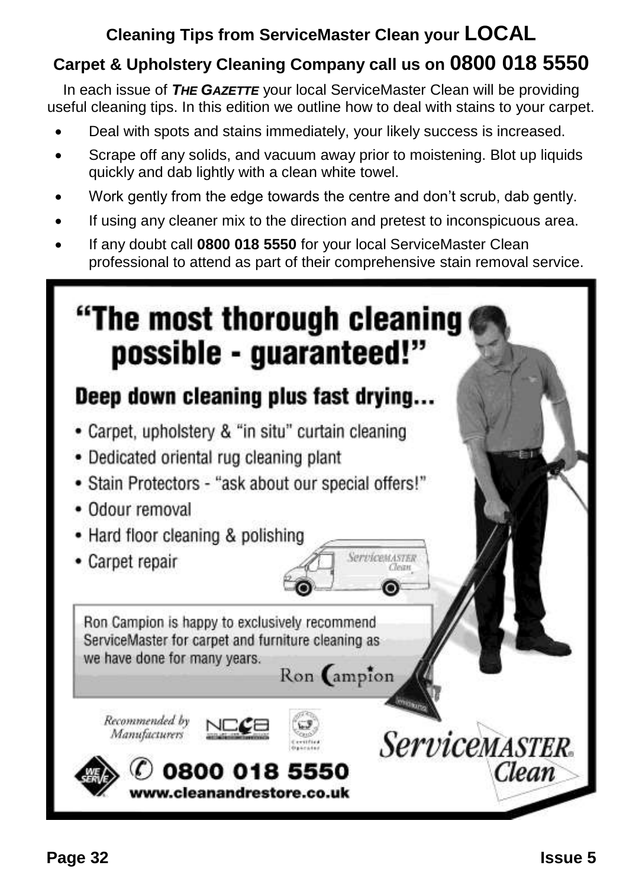## Cleaning Tips from ServiceMaster Clean your LOCAL Carpet & Upholstery Cleaning Company call us on 0800 018 5550

In each issue of ***The Gazette*** your local ServiceMaster Clean will be providing useful cleaning tips. In this edition we outline how to deal with stains to your carpet.

- Deal with spots and stains immediately, your likely success is increased.
- Scrape off any solids, and vacuum away prior to moistening. Blot up liquids quickly and dab lightly with a clean white towel.
- Work gently from the edge towards the centre and don't scrub, dab gently.
- If using any cleaner mix to the direction and pretest to inconspicuous area.
- If any doubt call **0800 018 5550** for your local ServiceMaster Clean professional to attend as part of their comprehensive stain removal service.

# "The most thorough cleaning possible - guaranteed!"

## Deep down cleaning plus fast drying...

- Carpet, upholstery & "in situ" curtain cleaning
- Dedicated oriental rug cleaning plant
- Stain Protectors - "ask about our special offers!"
- Odour removal
- Hard floor cleaning & polishing
- Carpet repair

Ron Campion is happy to exclusively recommend ServiceMaster for carpet and furniture cleaning as we have done for many years.

Ron Campion

*Recommended by Manufacturers*

NCCB

ServiceMASTER Clean

0800 018 5550

www.cleanandrestore.co.uk